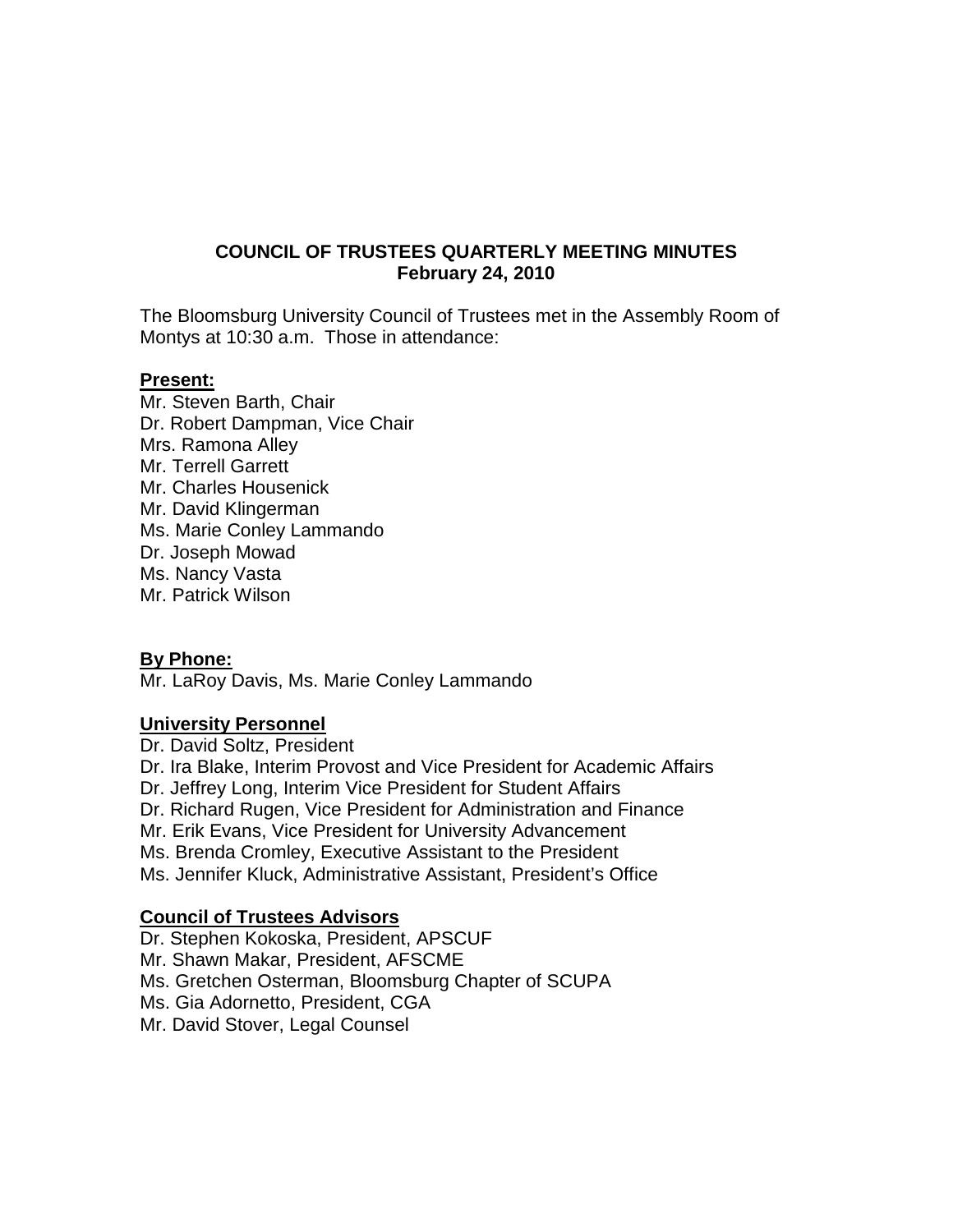# COUNCIL OF TRUSTEES QUARTERLY MEETING MINUTES
## February 24, 2010

The Bloomsburg University Council of Trustees met in the Assembly Room of Montys at 10:30 a.m. Those in attendance:

**Present:**

Mr. Steven Barth, Chair
Dr. Robert Dampman, Vice Chair
Mrs. Ramona Alley
Mr. Terrell Garrett
Mr. Charles Housenick
Mr. David Klingerman
Ms. Marie Conley Lammando
Dr. Joseph Mowad
Ms. Nancy Vasta
Mr. Patrick Wilson

**By Phone:**

Mr. LaRoy Davis, Ms. Marie Conley Lammando

**University Personnel**

Dr. David Soltz, President
Dr. Ira Blake, Interim Provost and Vice President for Academic Affairs
Dr. Jeffrey Long, Interim Vice President for Student Affairs
Dr. Richard Rugen, Vice President for Administration and Finance
Mr. Erik Evans, Vice President for University Advancement
Ms. Brenda Cromley, Executive Assistant to the President
Ms. Jennifer Kluck, Administrative Assistant, President's Office

**Council of Trustees Advisors**

Dr. Stephen Kokoska, President, APSCUF
Mr. Shawn Makar, President, AFSCME
Ms. Gretchen Osterman, Bloomsburg Chapter of SCUPA
Ms. Gia Adornetto, President, CGA
Mr. David Stover, Legal Counsel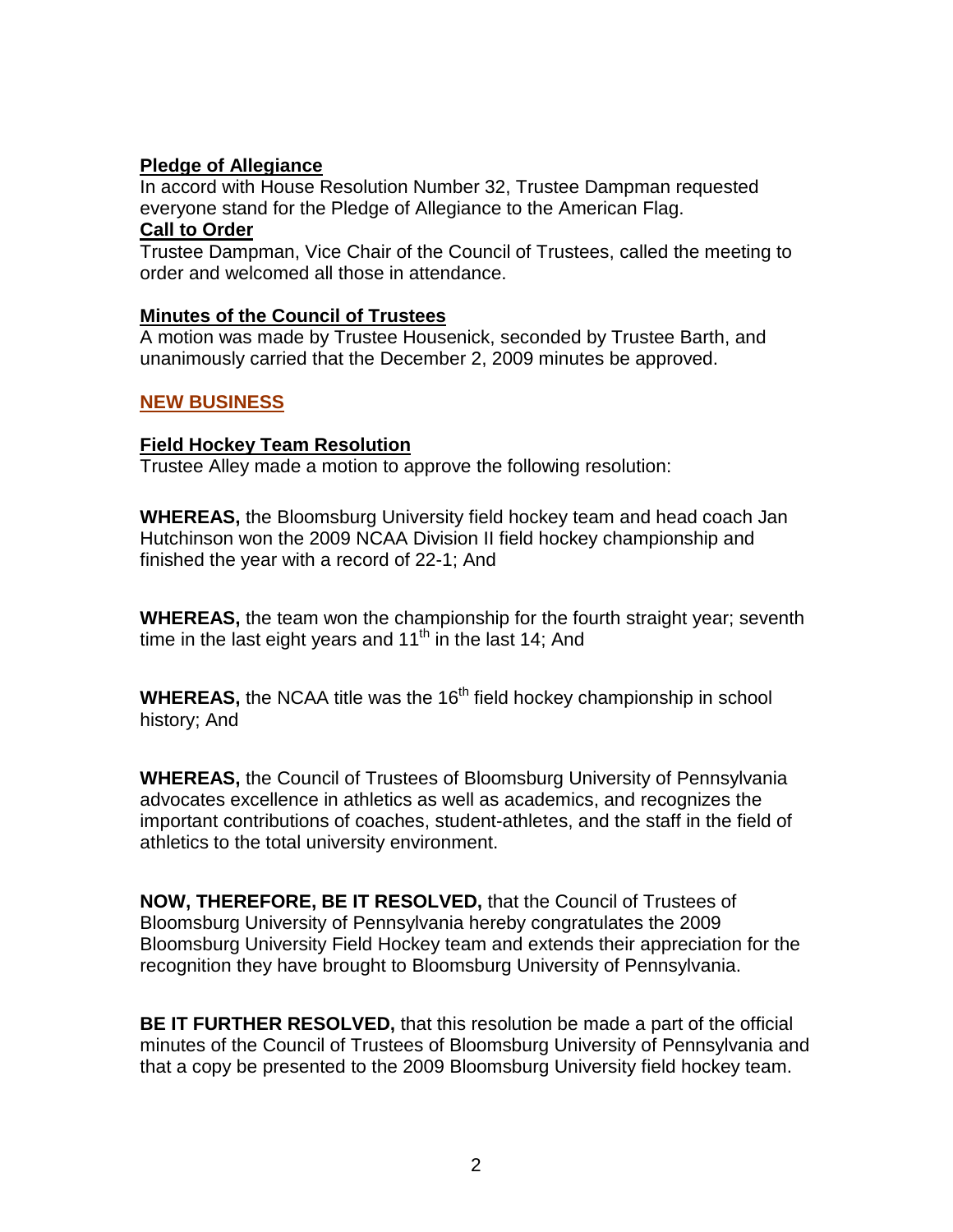**Pledge of Allegiance**

In accord with House Resolution Number 32, Trustee Dampman requested everyone stand for the Pledge of Allegiance to the American Flag.

**Call to Order**

Trustee Dampman, Vice Chair of the Council of Trustees, called the meeting to order and welcomed all those in attendance.

**Minutes of the Council of Trustees**

A motion was made by Trustee Housenick, seconded by Trustee Barth, and unanimously carried that the December 2, 2009 minutes be approved.

## NEW BUSINESS

**Field Hockey Team Resolution**

Trustee Alley made a motion to approve the following resolution:

**WHEREAS,** the Bloomsburg University field hockey team and head coach Jan Hutchinson won the 2009 NCAA Division II field hockey championship and finished the year with a record of 22-1; And

**WHEREAS,** the team won the championship for the fourth straight year; seventh time in the last eight years and 11th in the last 14; And

**WHEREAS,** the NCAA title was the 16th field hockey championship in school history; And

**WHEREAS,** the Council of Trustees of Bloomsburg University of Pennsylvania advocates excellence in athletics as well as academics, and recognizes the important contributions of coaches, student-athletes, and the staff in the field of athletics to the total university environment.

**NOW, THEREFORE, BE IT RESOLVED,** that the Council of Trustees of Bloomsburg University of Pennsylvania hereby congratulates the 2009 Bloomsburg University Field Hockey team and extends their appreciation for the recognition they have brought to Bloomsburg University of Pennsylvania.

**BE IT FURTHER RESOLVED,** that this resolution be made a part of the official minutes of the Council of Trustees of Bloomsburg University of Pennsylvania and that a copy be presented to the 2009 Bloomsburg University field hockey team.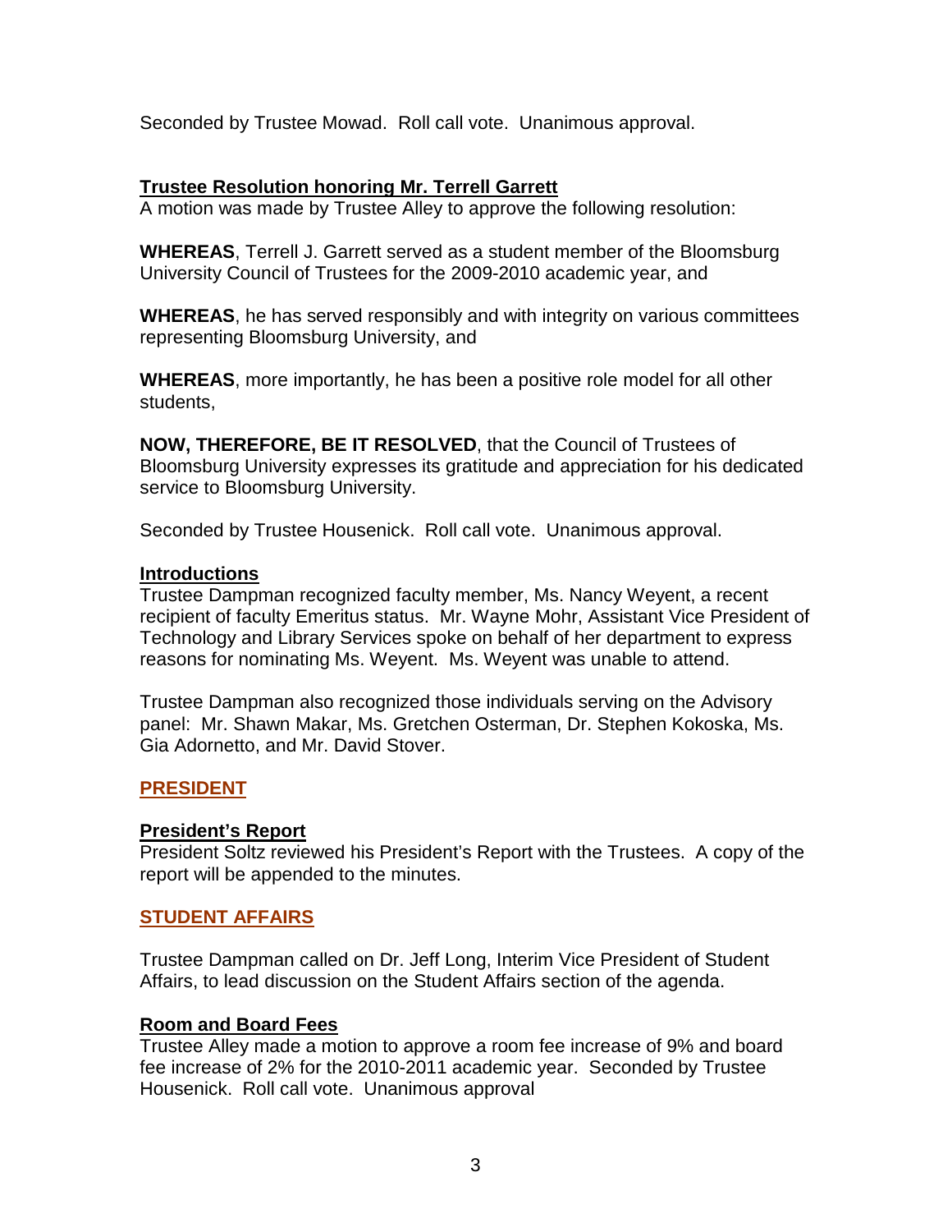Seconded by Trustee Mowad. Roll call vote. Unanimous approval.

**Trustee Resolution honoring Mr. Terrell Garrett**

A motion was made by Trustee Alley to approve the following resolution:

**WHEREAS**, Terrell J. Garrett served as a student member of the Bloomsburg University Council of Trustees for the 2009-2010 academic year, and

**WHEREAS**, he has served responsibly and with integrity on various committees representing Bloomsburg University, and

**WHEREAS**, more importantly, he has been a positive role model for all other students,

**NOW, THEREFORE, BE IT RESOLVED**, that the Council of Trustees of Bloomsburg University expresses its gratitude and appreciation for his dedicated service to Bloomsburg University.

Seconded by Trustee Housenick. Roll call vote. Unanimous approval.

**Introductions**

Trustee Dampman recognized faculty member, Ms. Nancy Weyent, a recent recipient of faculty Emeritus status. Mr. Wayne Mohr, Assistant Vice President of Technology and Library Services spoke on behalf of her department to express reasons for nominating Ms. Weyent. Ms. Weyent was unable to attend.

Trustee Dampman also recognized those individuals serving on the Advisory panel: Mr. Shawn Makar, Ms. Gretchen Osterman, Dr. Stephen Kokoska, Ms. Gia Adornetto, and Mr. David Stover.

## PRESIDENT

**President's Report**

President Soltz reviewed his President's Report with the Trustees. A copy of the report will be appended to the minutes.

## STUDENT AFFAIRS

Trustee Dampman called on Dr. Jeff Long, Interim Vice President of Student Affairs, to lead discussion on the Student Affairs section of the agenda.

**Room and Board Fees**

Trustee Alley made a motion to approve a room fee increase of 9% and board fee increase of 2% for the 2010-2011 academic year. Seconded by Trustee Housenick. Roll call vote. Unanimous approval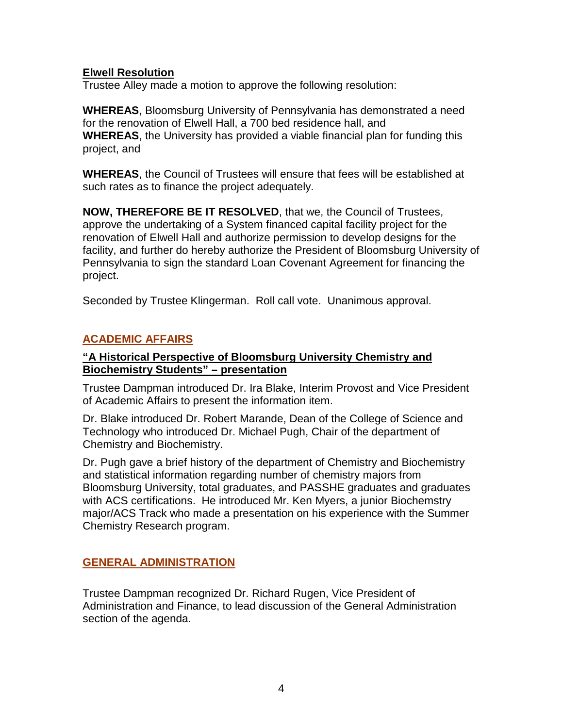**Elwell Resolution**

Trustee Alley made a motion to approve the following resolution:

**WHEREAS**, Bloomsburg University of Pennsylvania has demonstrated a need for the renovation of Elwell Hall, a 700 bed residence hall, and
**WHEREAS**, the University has provided a viable financial plan for funding this project, and

**WHEREAS**, the Council of Trustees will ensure that fees will be established at such rates as to finance the project adequately.

**NOW, THEREFORE BE IT RESOLVED**, that we, the Council of Trustees, approve the undertaking of a System financed capital facility project for the renovation of Elwell Hall and authorize permission to develop designs for the facility, and further do hereby authorize the President of Bloomsburg University of Pennsylvania to sign the standard Loan Covenant Agreement for financing the project.

Seconded by Trustee Klingerman. Roll call vote. Unanimous approval.

## ACADEMIC AFFAIRS

**"A Historical Perspective of Bloomsburg University Chemistry and Biochemistry Students" – presentation**

Trustee Dampman introduced Dr. Ira Blake, Interim Provost and Vice President of Academic Affairs to present the information item.

Dr. Blake introduced Dr. Robert Marande, Dean of the College of Science and Technology who introduced Dr. Michael Pugh, Chair of the department of Chemistry and Biochemistry.

Dr. Pugh gave a brief history of the department of Chemistry and Biochemistry and statistical information regarding number of chemistry majors from Bloomsburg University, total graduates, and PASSHE graduates and graduates with ACS certifications. He introduced Mr. Ken Myers, a junior Biochemstry major/ACS Track who made a presentation on his experience with the Summer Chemistry Research program.

## GENERAL ADMINISTRATION

Trustee Dampman recognized Dr. Richard Rugen, Vice President of Administration and Finance, to lead discussion of the General Administration section of the agenda.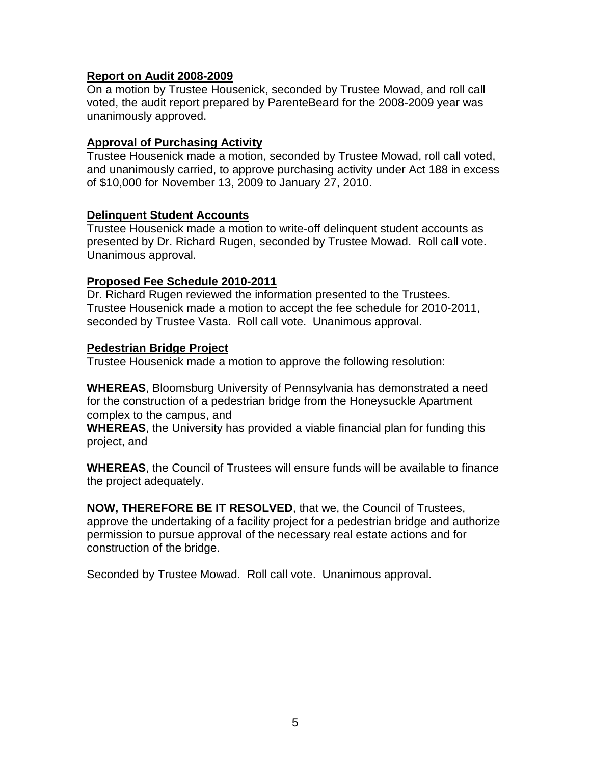**Report on Audit 2008-2009**

On a motion by Trustee Housenick, seconded by Trustee Mowad, and roll call voted, the audit report prepared by ParenteBeard for the 2008-2009 year was unanimously approved.

**Approval of Purchasing Activity**

Trustee Housenick made a motion, seconded by Trustee Mowad, roll call voted, and unanimously carried, to approve purchasing activity under Act 188 in excess of $10,000 for November 13, 2009 to January 27, 2010.

**Delinquent Student Accounts**

Trustee Housenick made a motion to write-off delinquent student accounts as presented by Dr. Richard Rugen, seconded by Trustee Mowad. Roll call vote. Unanimous approval.

**Proposed Fee Schedule 2010-2011**

Dr. Richard Rugen reviewed the information presented to the Trustees. Trustee Housenick made a motion to accept the fee schedule for 2010-2011, seconded by Trustee Vasta. Roll call vote. Unanimous approval.

**Pedestrian Bridge Project**

Trustee Housenick made a motion to approve the following resolution:

**WHEREAS**, Bloomsburg University of Pennsylvania has demonstrated a need for the construction of a pedestrian bridge from the Honeysuckle Apartment complex to the campus, and
**WHEREAS**, the University has provided a viable financial plan for funding this project, and

**WHEREAS**, the Council of Trustees will ensure funds will be available to finance the project adequately.

**NOW, THEREFORE BE IT RESOLVED**, that we, the Council of Trustees, approve the undertaking of a facility project for a pedestrian bridge and authorize permission to pursue approval of the necessary real estate actions and for construction of the bridge.

Seconded by Trustee Mowad. Roll call vote. Unanimous approval.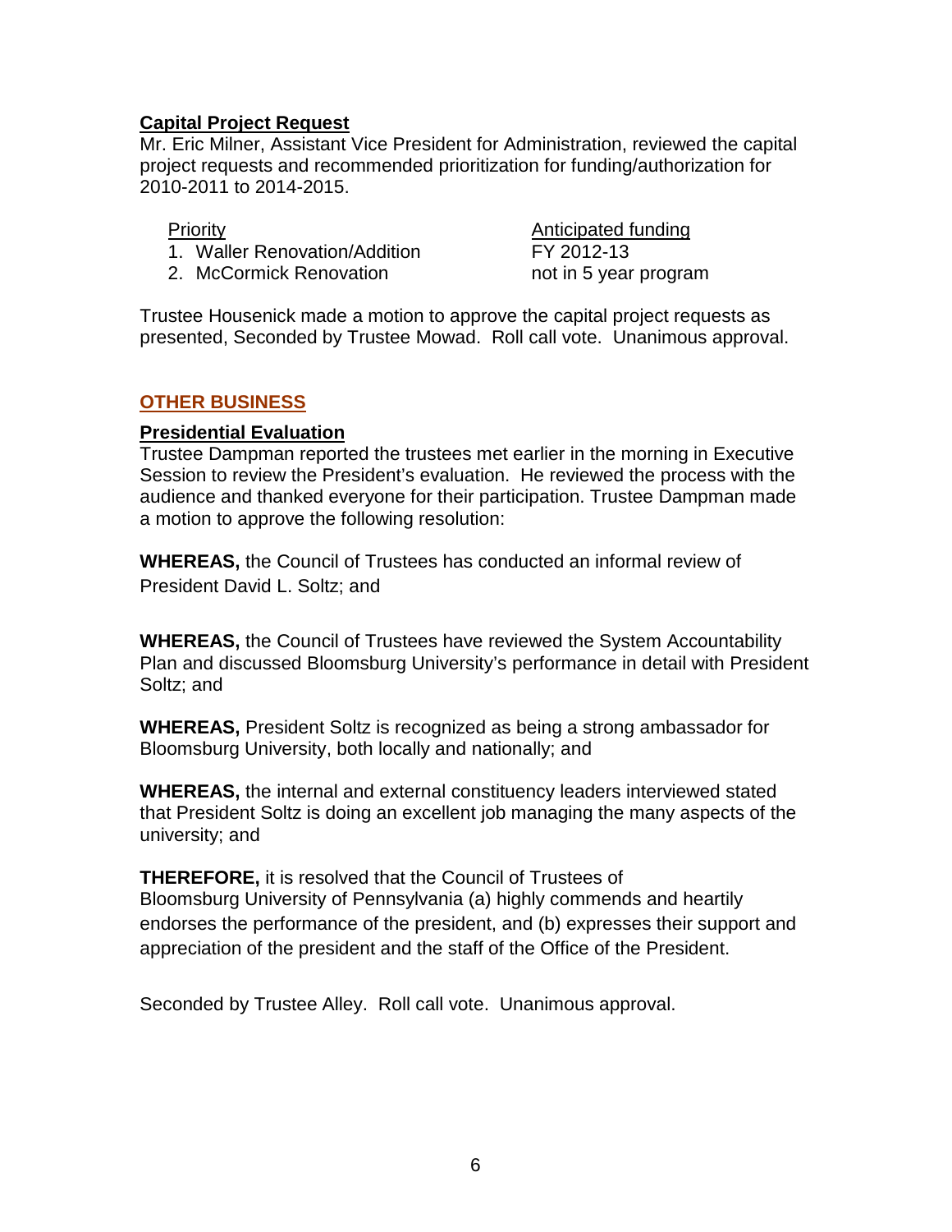**Capital Project Request**

Mr. Eric Milner, Assistant Vice President for Administration, reviewed the capital project requests and recommended prioritization for funding/authorization for 2010-2011 to 2014-2015.

| Priority | Anticipated funding |
| --- | --- |
| 1. Waller Renovation/Addition | FY 2012-13 |
| 2. McCormick Renovation | not in 5 year program |

Trustee Housenick made a motion to approve the capital project requests as presented, Seconded by Trustee Mowad. Roll call vote. Unanimous approval.

## OTHER BUSINESS

**Presidential Evaluation**

Trustee Dampman reported the trustees met earlier in the morning in Executive Session to review the President's evaluation. He reviewed the process with the audience and thanked everyone for their participation. Trustee Dampman made a motion to approve the following resolution:

**WHEREAS,** the Council of Trustees has conducted an informal review of President David L. Soltz; and

**WHEREAS,** the Council of Trustees have reviewed the System Accountability Plan and discussed Bloomsburg University's performance in detail with President Soltz; and

**WHEREAS,** President Soltz is recognized as being a strong ambassador for Bloomsburg University, both locally and nationally; and

**WHEREAS,** the internal and external constituency leaders interviewed stated that President Soltz is doing an excellent job managing the many aspects of the university; and

**THEREFORE,** it is resolved that the Council of Trustees of Bloomsburg University of Pennsylvania (a) highly commends and heartily endorses the performance of the president, and (b) expresses their support and appreciation of the president and the staff of the Office of the President.

Seconded by Trustee Alley. Roll call vote. Unanimous approval.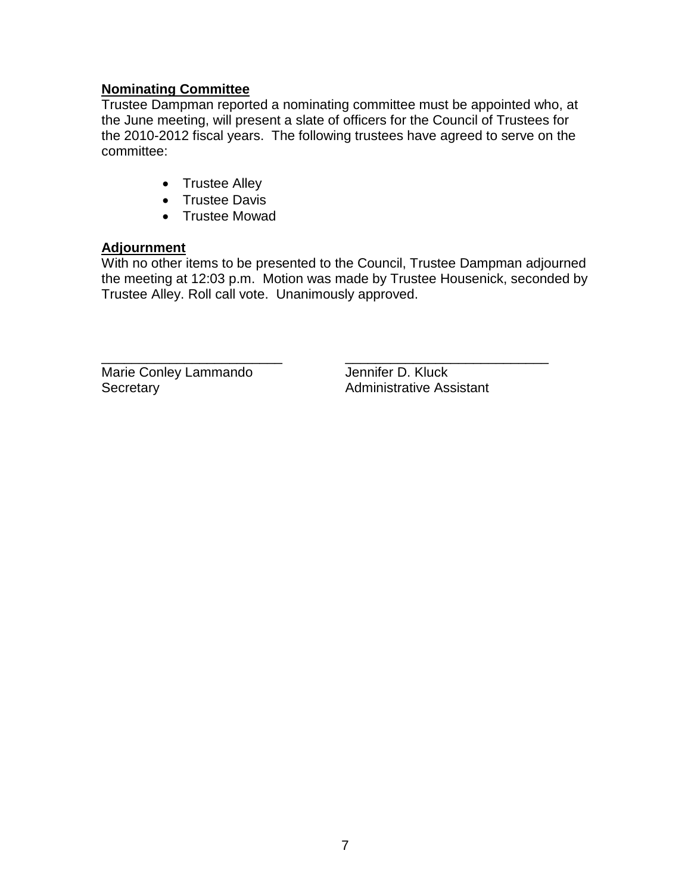**Nominating Committee**

Trustee Dampman reported a nominating committee must be appointed who, at the June meeting, will present a slate of officers for the Council of Trustees for the 2010-2012 fiscal years. The following trustees have agreed to serve on the committee:

- Trustee Alley
- Trustee Davis
- Trustee Mowad

**Adjournment**

With no other items to be presented to the Council, Trustee Dampman adjourned the meeting at 12:03 p.m. Motion was made by Trustee Housenick, seconded by Trustee Alley. Roll call vote. Unanimously approved.

\_\_\_\_\_\_\_\_\_\_\_\_\_\_\_\_\_\_\_\_\_\_\_\_\_\_\_\_
Marie Conley Lammando
Secretary

\_\_\_\_\_\_\_\_\_\_\_\_\_\_\_\_\_\_\_\_\_\_\_\_\_\_\_\_
Jennifer D. Kluck
Administrative Assistant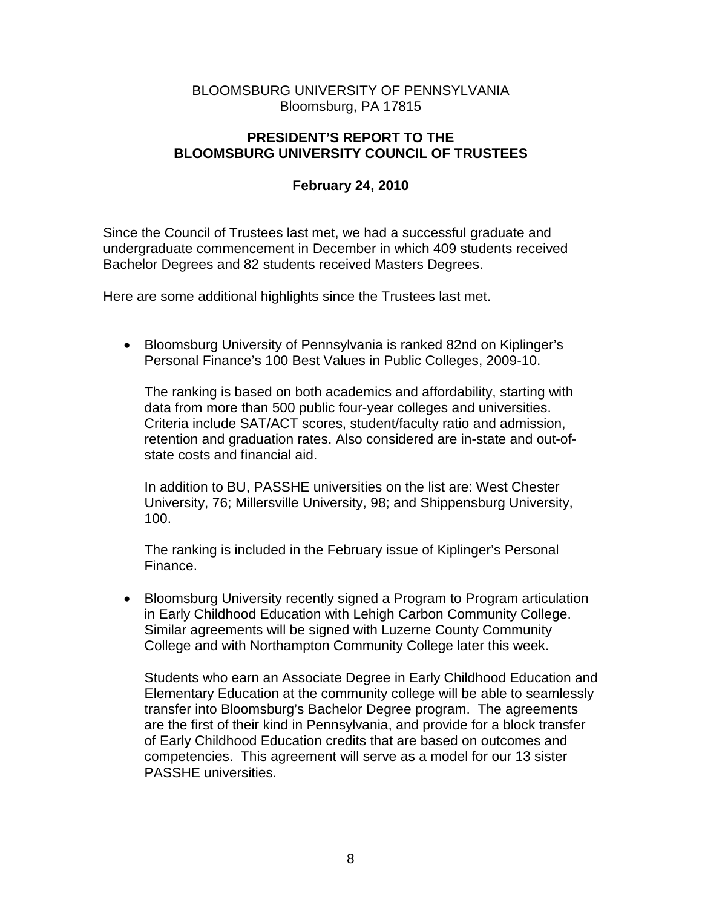BLOOMSBURG UNIVERSITY OF PENNSYLVANIA
Bloomsburg, PA 17815

# PRESIDENT'S REPORT TO THE BLOOMSBURG UNIVERSITY COUNCIL OF TRUSTEES

## February 24, 2010

Since the Council of Trustees last met, we had a successful graduate and undergraduate commencement in December in which 409 students received Bachelor Degrees and 82 students received Masters Degrees.

Here are some additional highlights since the Trustees last met.

- Bloomsburg University of Pennsylvania is ranked 82nd on Kiplinger's Personal Finance's 100 Best Values in Public Colleges, 2009-10.

  The ranking is based on both academics and affordability, starting with data from more than 500 public four-year colleges and universities. Criteria include SAT/ACT scores, student/faculty ratio and admission, retention and graduation rates. Also considered are in-state and out-of-state costs and financial aid.

  In addition to BU, PASSHE universities on the list are: West Chester University, 76; Millersville University, 98; and Shippensburg University, 100.

  The ranking is included in the February issue of Kiplinger's Personal Finance.

- Bloomsburg University recently signed a Program to Program articulation in Early Childhood Education with Lehigh Carbon Community College. Similar agreements will be signed with Luzerne County Community College and with Northampton Community College later this week.

  Students who earn an Associate Degree in Early Childhood Education and Elementary Education at the community college will be able to seamlessly transfer into Bloomsburg's Bachelor Degree program. The agreements are the first of their kind in Pennsylvania, and provide for a block transfer of Early Childhood Education credits that are based on outcomes and competencies. This agreement will serve as a model for our 13 sister PASSHE universities.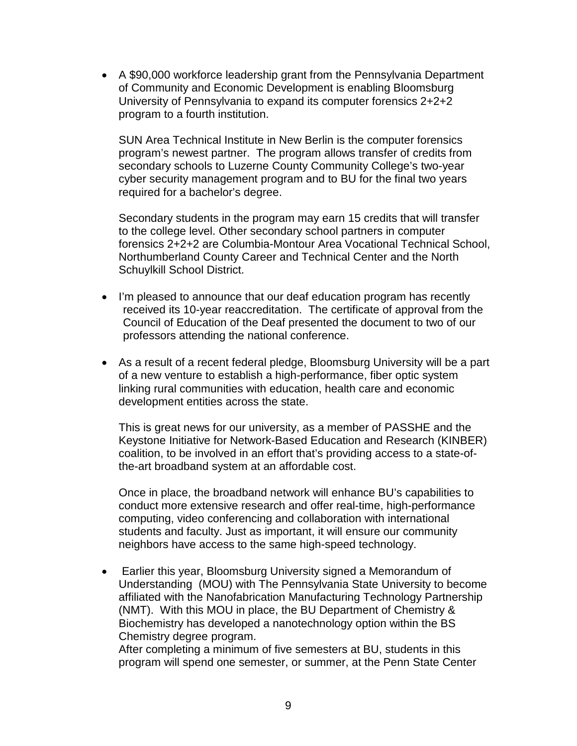- A $90,000 workforce leadership grant from the Pennsylvania Department of Community and Economic Development is enabling Bloomsburg University of Pennsylvania to expand its computer forensics 2+2+2 program to a fourth institution.

  SUN Area Technical Institute in New Berlin is the computer forensics program's newest partner. The program allows transfer of credits from secondary schools to Luzerne County Community College's two-year cyber security management program and to BU for the final two years required for a bachelor's degree.

  Secondary students in the program may earn 15 credits that will transfer to the college level. Other secondary school partners in computer forensics 2+2+2 are Columbia-Montour Area Vocational Technical School, Northumberland County Career and Technical Center and the North Schuylkill School District.

- I'm pleased to announce that our deaf education program has recently received its 10-year reaccreditation. The certificate of approval from the Council of Education of the Deaf presented the document to two of our professors attending the national conference.

- As a result of a recent federal pledge, Bloomsburg University will be a part of a new venture to establish a high-performance, fiber optic system linking rural communities with education, health care and economic development entities across the state.

  This is great news for our university, as a member of PASSHE and the Keystone Initiative for Network-Based Education and Research (KINBER) coalition, to be involved in an effort that's providing access to a state-of-the-art broadband system at an affordable cost.

  Once in place, the broadband network will enhance BU's capabilities to conduct more extensive research and offer real-time, high-performance computing, video conferencing and collaboration with international students and faculty. Just as important, it will ensure our community neighbors have access to the same high-speed technology.

- Earlier this year, Bloomsburg University signed a Memorandum of Understanding (MOU) with The Pennsylvania State University to become affiliated with the Nanofabrication Manufacturing Technology Partnership (NMT). With this MOU in place, the BU Department of Chemistry & Biochemistry has developed a nanotechnology option within the BS Chemistry degree program.
  After completing a minimum of five semesters at BU, students in this program will spend one semester, or summer, at the Penn State Center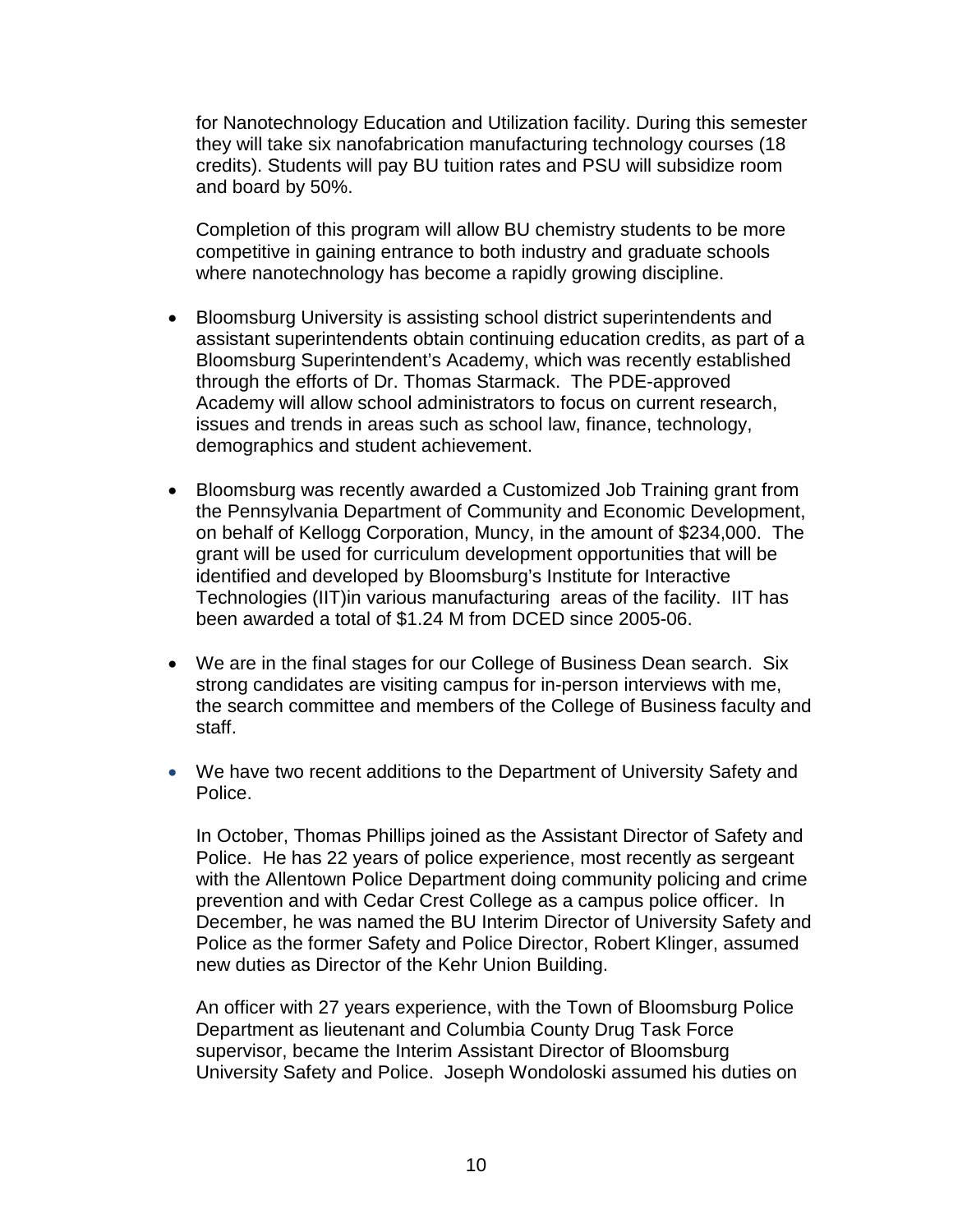for Nanotechnology Education and Utilization facility. During this semester they will take six nanofabrication manufacturing technology courses (18 credits). Students will pay BU tuition rates and PSU will subsidize room and board by 50%.

Completion of this program will allow BU chemistry students to be more competitive in gaining entrance to both industry and graduate schools where nanotechnology has become a rapidly growing discipline.

- Bloomsburg University is assisting school district superintendents and assistant superintendents obtain continuing education credits, as part of a Bloomsburg Superintendent's Academy, which was recently established through the efforts of Dr. Thomas Starmack. The PDE-approved Academy will allow school administrators to focus on current research, issues and trends in areas such as school law, finance, technology, demographics and student achievement.

- Bloomsburg was recently awarded a Customized Job Training grant from the Pennsylvania Department of Community and Economic Development, on behalf of Kellogg Corporation, Muncy, in the amount of $234,000. The grant will be used for curriculum development opportunities that will be identified and developed by Bloomsburg's Institute for Interactive Technologies (IIT)in various manufacturing areas of the facility. IIT has been awarded a total of $1.24 M from DCED since 2005-06.

- We are in the final stages for our College of Business Dean search. Six strong candidates are visiting campus for in-person interviews with me, the search committee and members of the College of Business faculty and staff.

- We have two recent additions to the Department of University Safety and Police.

  In October, Thomas Phillips joined as the Assistant Director of Safety and Police. He has 22 years of police experience, most recently as sergeant with the Allentown Police Department doing community policing and crime prevention and with Cedar Crest College as a campus police officer. In December, he was named the BU Interim Director of University Safety and Police as the former Safety and Police Director, Robert Klinger, assumed new duties as Director of the Kehr Union Building.

  An officer with 27 years experience, with the Town of Bloomsburg Police Department as lieutenant and Columbia County Drug Task Force supervisor, became the Interim Assistant Director of Bloomsburg University Safety and Police. Joseph Wondoloski assumed his duties on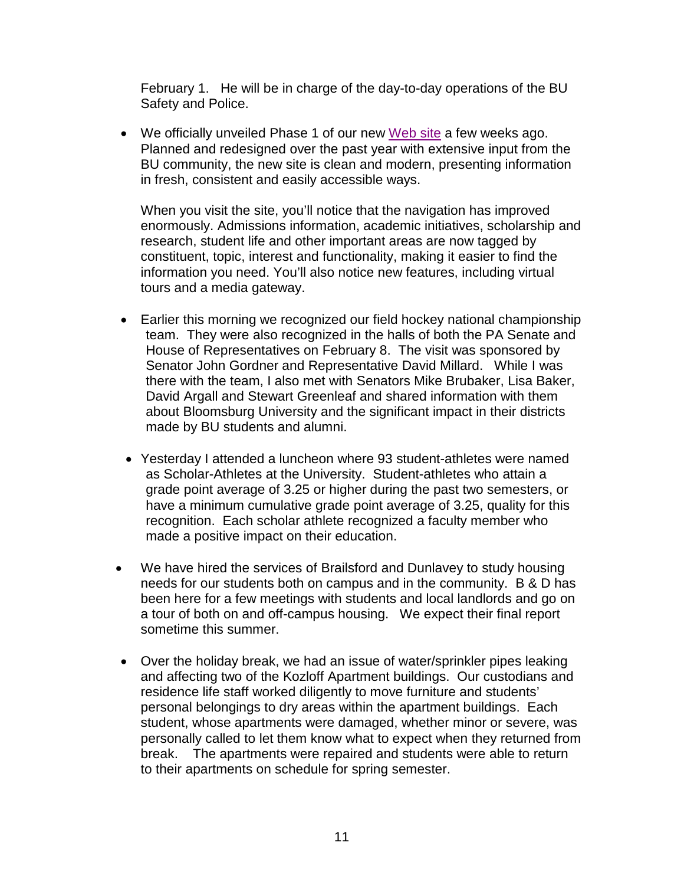February 1. He will be in charge of the day-to-day operations of the BU Safety and Police.

- We officially unveiled Phase 1 of our new Web site a few weeks ago. Planned and redesigned over the past year with extensive input from the BU community, the new site is clean and modern, presenting information in fresh, consistent and easily accessible ways.

  When you visit the site, you'll notice that the navigation has improved enormously. Admissions information, academic initiatives, scholarship and research, student life and other important areas are now tagged by constituent, topic, interest and functionality, making it easier to find the information you need. You'll also notice new features, including virtual tours and a media gateway.

- Earlier this morning we recognized our field hockey national championship team. They were also recognized in the halls of both the PA Senate and House of Representatives on February 8. The visit was sponsored by Senator John Gordner and Representative David Millard. While I was there with the team, I also met with Senators Mike Brubaker, Lisa Baker, David Argall and Stewart Greenleaf and shared information with them about Bloomsburg University and the significant impact in their districts made by BU students and alumni.

- Yesterday I attended a luncheon where 93 student-athletes were named as Scholar-Athletes at the University. Student-athletes who attain a grade point average of 3.25 or higher during the past two semesters, or have a minimum cumulative grade point average of 3.25, quality for this recognition. Each scholar athlete recognized a faculty member who made a positive impact on their education.

- We have hired the services of Brailsford and Dunlavey to study housing needs for our students both on campus and in the community. B & D has been here for a few meetings with students and local landlords and go on a tour of both on and off-campus housing. We expect their final report sometime this summer.

- Over the holiday break, we had an issue of water/sprinkler pipes leaking and affecting two of the Kozloff Apartment buildings. Our custodians and residence life staff worked diligently to move furniture and students' personal belongings to dry areas within the apartment buildings. Each student, whose apartments were damaged, whether minor or severe, was personally called to let them know what to expect when they returned from break. The apartments were repaired and students were able to return to their apartments on schedule for spring semester.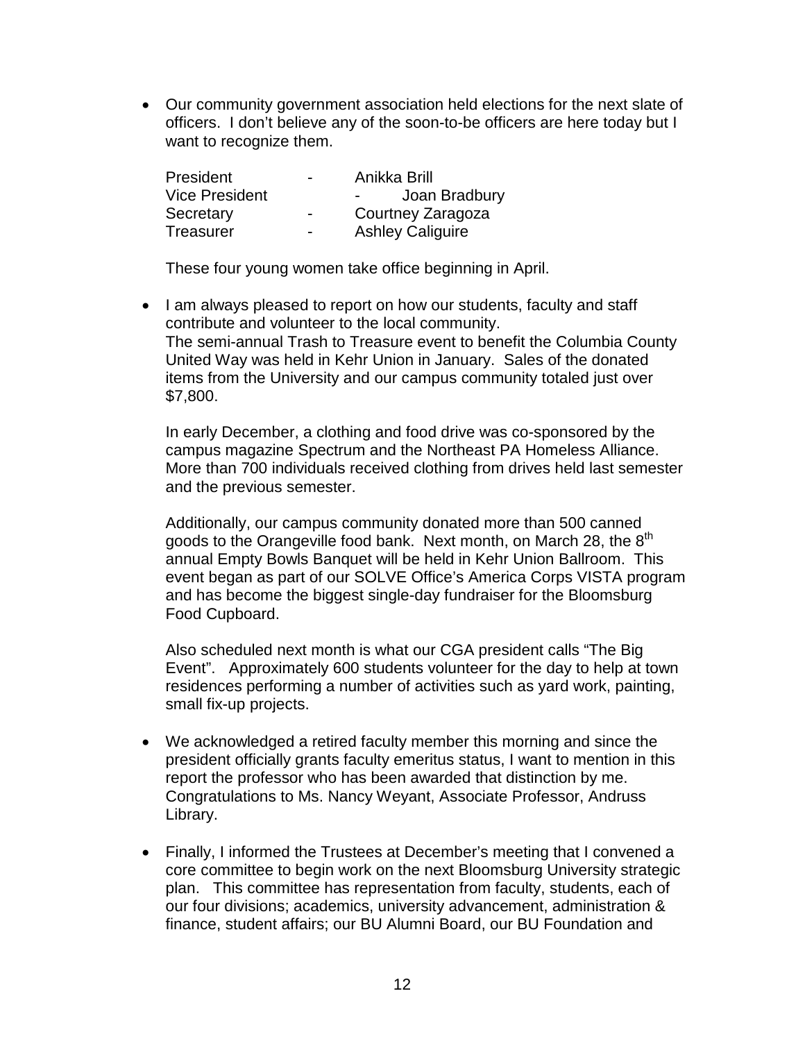- Our community government association held elections for the next slate of officers. I don't believe any of the soon-to-be officers are here today but I want to recognize them.

  | | | |
  |---|---|---|
  | President | - | Anikka Brill |
  | Vice President | - | Joan Bradbury |
  | Secretary | - | Courtney Zaragoza |
  | Treasurer | - | Ashley Caliguire |

  These four young women take office beginning in April.

- I am always pleased to report on how our students, faculty and staff contribute and volunteer to the local community.
  The semi-annual Trash to Treasure event to benefit the Columbia County United Way was held in Kehr Union in January. Sales of the donated items from the University and our campus community totaled just over $7,800.

  In early December, a clothing and food drive was co-sponsored by the campus magazine Spectrum and the Northeast PA Homeless Alliance. More than 700 individuals received clothing from drives held last semester and the previous semester.

  Additionally, our campus community donated more than 500 canned goods to the Orangeville food bank. Next month, on March 28, the 8th annual Empty Bowls Banquet will be held in Kehr Union Ballroom. This event began as part of our SOLVE Office's America Corps VISTA program and has become the biggest single-day fundraiser for the Bloomsburg Food Cupboard.

  Also scheduled next month is what our CGA president calls "The Big Event". Approximately 600 students volunteer for the day to help at town residences performing a number of activities such as yard work, painting, small fix-up projects.

- We acknowledged a retired faculty member this morning and since the president officially grants faculty emeritus status, I want to mention in this report the professor who has been awarded that distinction by me. Congratulations to Ms. Nancy Weyant, Associate Professor, Andruss Library.

- Finally, I informed the Trustees at December's meeting that I convened a core committee to begin work on the next Bloomsburg University strategic plan. This committee has representation from faculty, students, each of our four divisions; academics, university advancement, administration & finance, student affairs; our BU Alumni Board, our BU Foundation and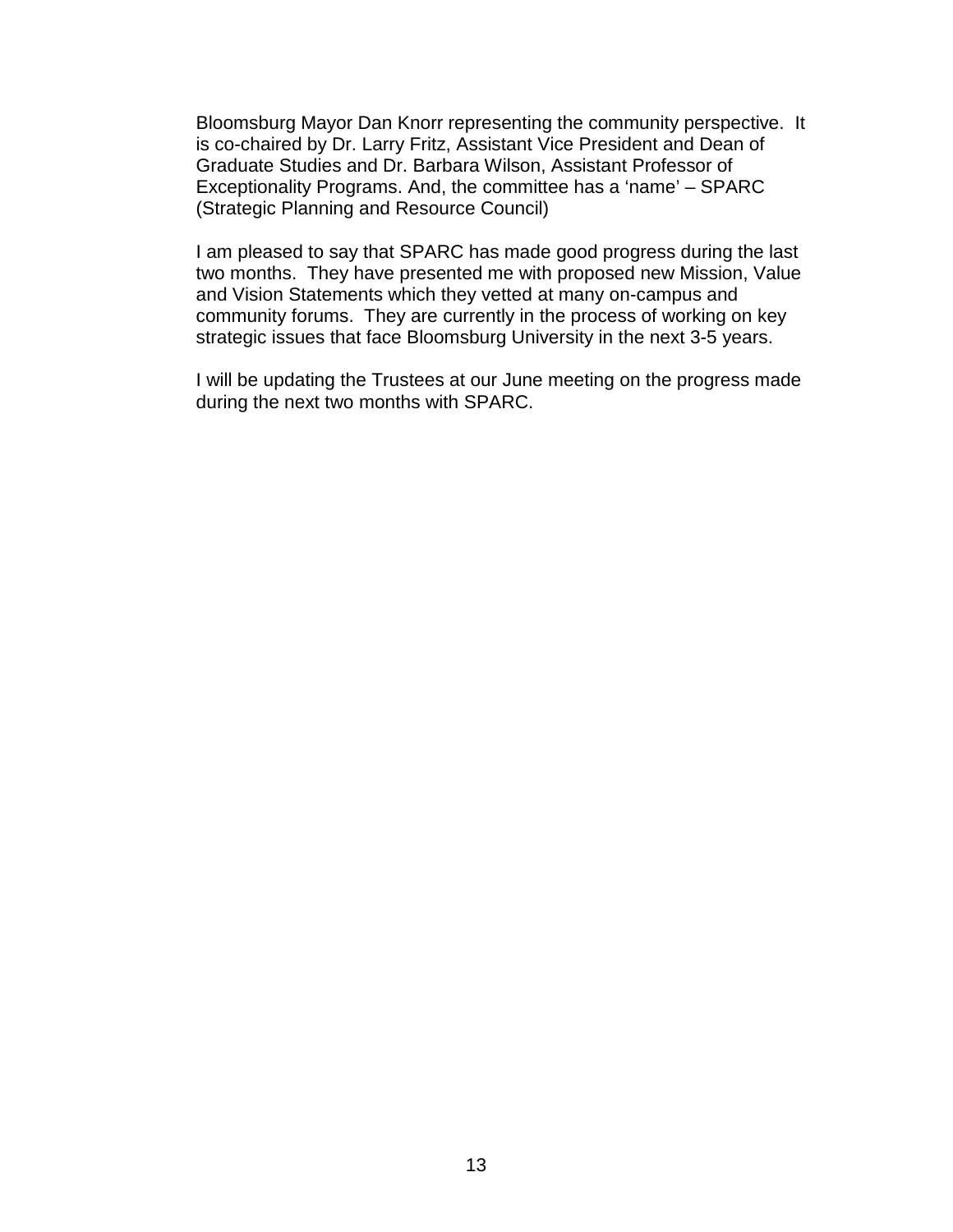Bloomsburg Mayor Dan Knorr representing the community perspective. It is co-chaired by Dr. Larry Fritz, Assistant Vice President and Dean of Graduate Studies and Dr. Barbara Wilson, Assistant Professor of Exceptionality Programs. And, the committee has a 'name' – SPARC (Strategic Planning and Resource Council)

I am pleased to say that SPARC has made good progress during the last two months. They have presented me with proposed new Mission, Value and Vision Statements which they vetted at many on-campus and community forums. They are currently in the process of working on key strategic issues that face Bloomsburg University in the next 3-5 years.

I will be updating the Trustees at our June meeting on the progress made during the next two months with SPARC.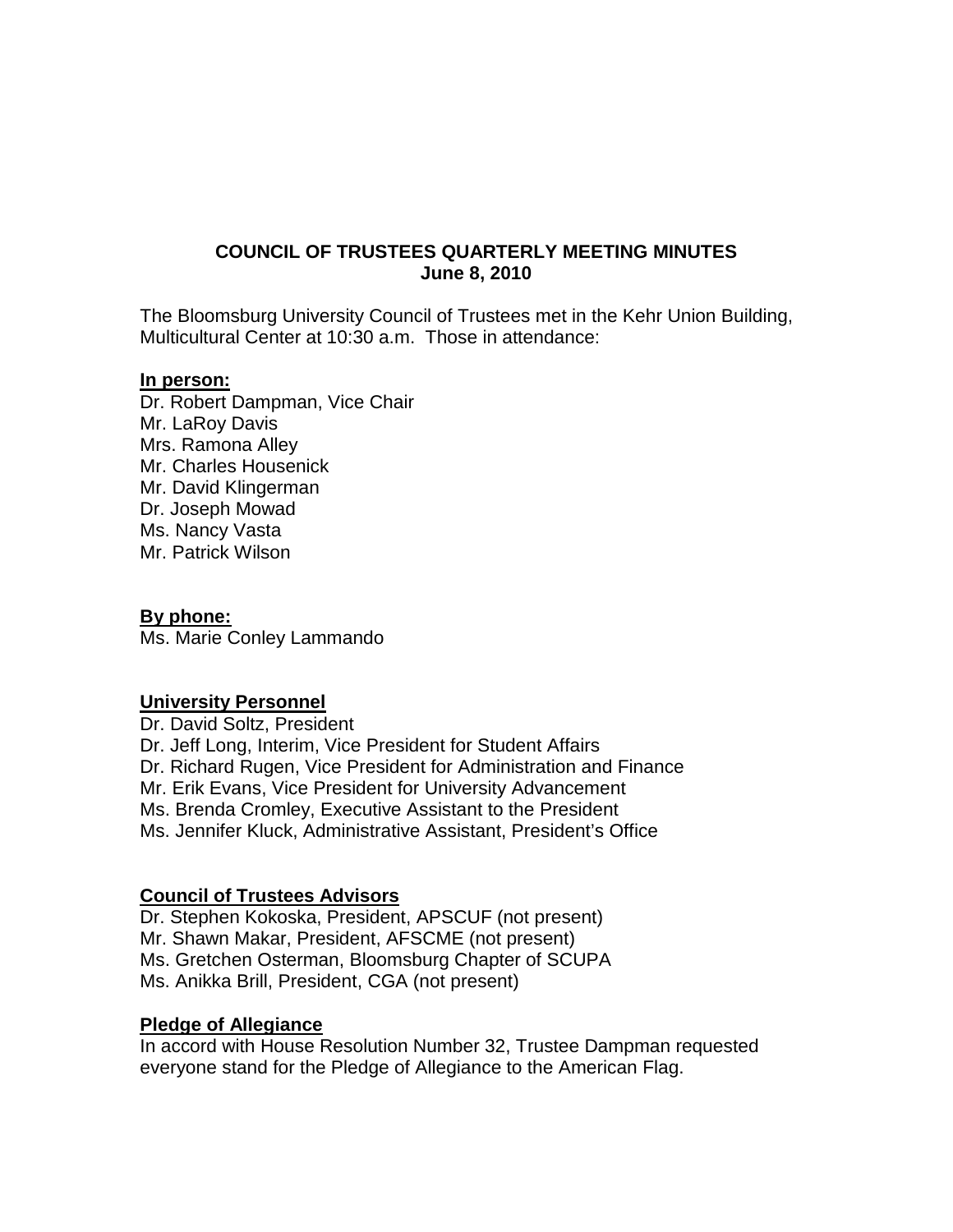# COUNCIL OF TRUSTEES QUARTERLY MEETING MINUTES
## June 8, 2010

The Bloomsburg University Council of Trustees met in the Kehr Union Building, Multicultural Center at 10:30 a.m. Those in attendance:

**In person:**
Dr. Robert Dampman, Vice Chair
Mr. LaRoy Davis
Mrs. Ramona Alley
Mr. Charles Housenick
Mr. David Klingerman
Dr. Joseph Mowad
Ms. Nancy Vasta
Mr. Patrick Wilson

**By phone:**
Ms. Marie Conley Lammando

**University Personnel**
Dr. David Soltz, President
Dr. Jeff Long, Interim, Vice President for Student Affairs
Dr. Richard Rugen, Vice President for Administration and Finance
Mr. Erik Evans, Vice President for University Advancement
Ms. Brenda Cromley, Executive Assistant to the President
Ms. Jennifer Kluck, Administrative Assistant, President's Office

**Council of Trustees Advisors**
Dr. Stephen Kokoska, President, APSCUF (not present)
Mr. Shawn Makar, President, AFSCME (not present)
Ms. Gretchen Osterman, Bloomsburg Chapter of SCUPA
Ms. Anikka Brill, President, CGA (not present)

**Pledge of Allegiance**
In accord with House Resolution Number 32, Trustee Dampman requested everyone stand for the Pledge of Allegiance to the American Flag.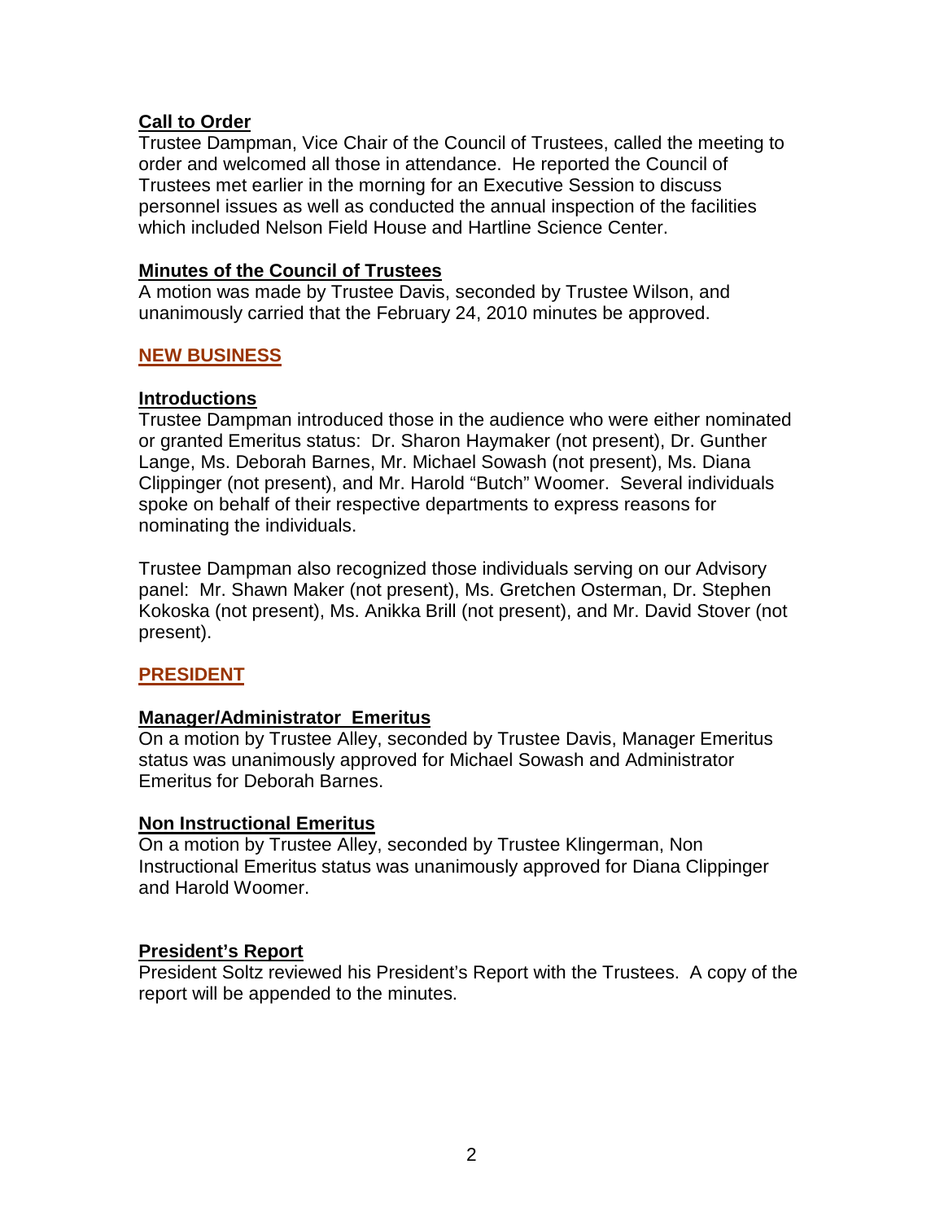## Call to Order

Trustee Dampman, Vice Chair of the Council of Trustees, called the meeting to order and welcomed all those in attendance. He reported the Council of Trustees met earlier in the morning for an Executive Session to discuss personnel issues as well as conducted the annual inspection of the facilities which included Nelson Field House and Hartline Science Center.

## Minutes of the Council of Trustees

A motion was made by Trustee Davis, seconded by Trustee Wilson, and unanimously carried that the February 24, 2010 minutes be approved.

# NEW BUSINESS

## Introductions

Trustee Dampman introduced those in the audience who were either nominated or granted Emeritus status: Dr. Sharon Haymaker (not present), Dr. Gunther Lange, Ms. Deborah Barnes, Mr. Michael Sowash (not present), Ms. Diana Clippinger (not present), and Mr. Harold "Butch" Woomer. Several individuals spoke on behalf of their respective departments to express reasons for nominating the individuals.

Trustee Dampman also recognized those individuals serving on our Advisory panel: Mr. Shawn Maker (not present), Ms. Gretchen Osterman, Dr. Stephen Kokoska (not present), Ms. Anikka Brill (not present), and Mr. David Stover (not present).

# PRESIDENT

## Manager/Administrator Emeritus

On a motion by Trustee Alley, seconded by Trustee Davis, Manager Emeritus status was unanimously approved for Michael Sowash and Administrator Emeritus for Deborah Barnes.

## Non Instructional Emeritus

On a motion by Trustee Alley, seconded by Trustee Klingerman, Non Instructional Emeritus status was unanimously approved for Diana Clippinger and Harold Woomer.

## President's Report

President Soltz reviewed his President's Report with the Trustees. A copy of the report will be appended to the minutes.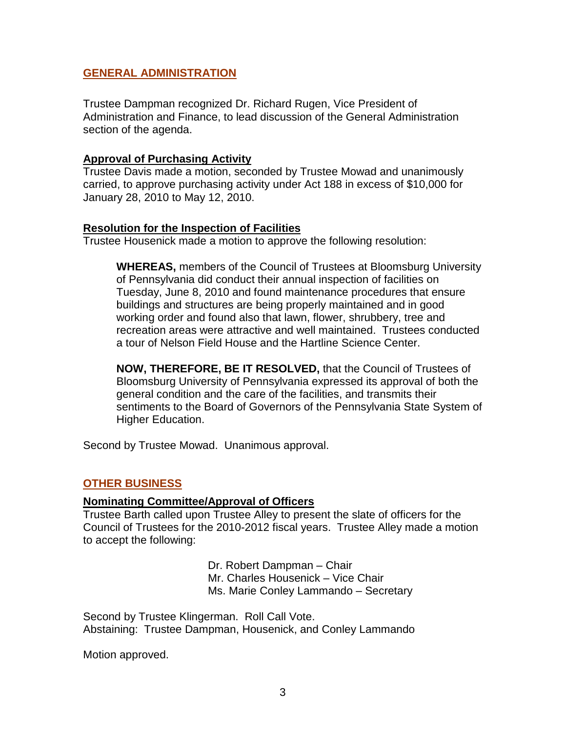## GENERAL ADMINISTRATION

Trustee Dampman recognized Dr. Richard Rugen, Vice President of Administration and Finance, to lead discussion of the General Administration section of the agenda.

### Approval of Purchasing Activity

Trustee Davis made a motion, seconded by Trustee Mowad and unanimously carried, to approve purchasing activity under Act 188 in excess of $10,000 for January 28, 2010 to May 12, 2010.

### Resolution for the Inspection of Facilities

Trustee Housenick made a motion to approve the following resolution:

> **WHEREAS,** members of the Council of Trustees at Bloomsburg University of Pennsylvania did conduct their annual inspection of facilities on Tuesday, June 8, 2010 and found maintenance procedures that ensure buildings and structures are being properly maintained and in good working order and found also that lawn, flower, shrubbery, tree and recreation areas were attractive and well maintained. Trustees conducted a tour of Nelson Field House and the Hartline Science Center.
>
> **NOW, THEREFORE, BE IT RESOLVED,** that the Council of Trustees of Bloomsburg University of Pennsylvania expressed its approval of both the general condition and the care of the facilities, and transmits their sentiments to the Board of Governors of the Pennsylvania State System of Higher Education.

Second by Trustee Mowad. Unanimous approval.

## OTHER BUSINESS

### Nominating Committee/Approval of Officers

Trustee Barth called upon Trustee Alley to present the slate of officers for the Council of Trustees for the 2010-2012 fiscal years. Trustee Alley made a motion to accept the following:

Dr. Robert Dampman – Chair
Mr. Charles Housenick – Vice Chair
Ms. Marie Conley Lammando – Secretary

Second by Trustee Klingerman. Roll Call Vote.
Abstaining: Trustee Dampman, Housenick, and Conley Lammando

Motion approved.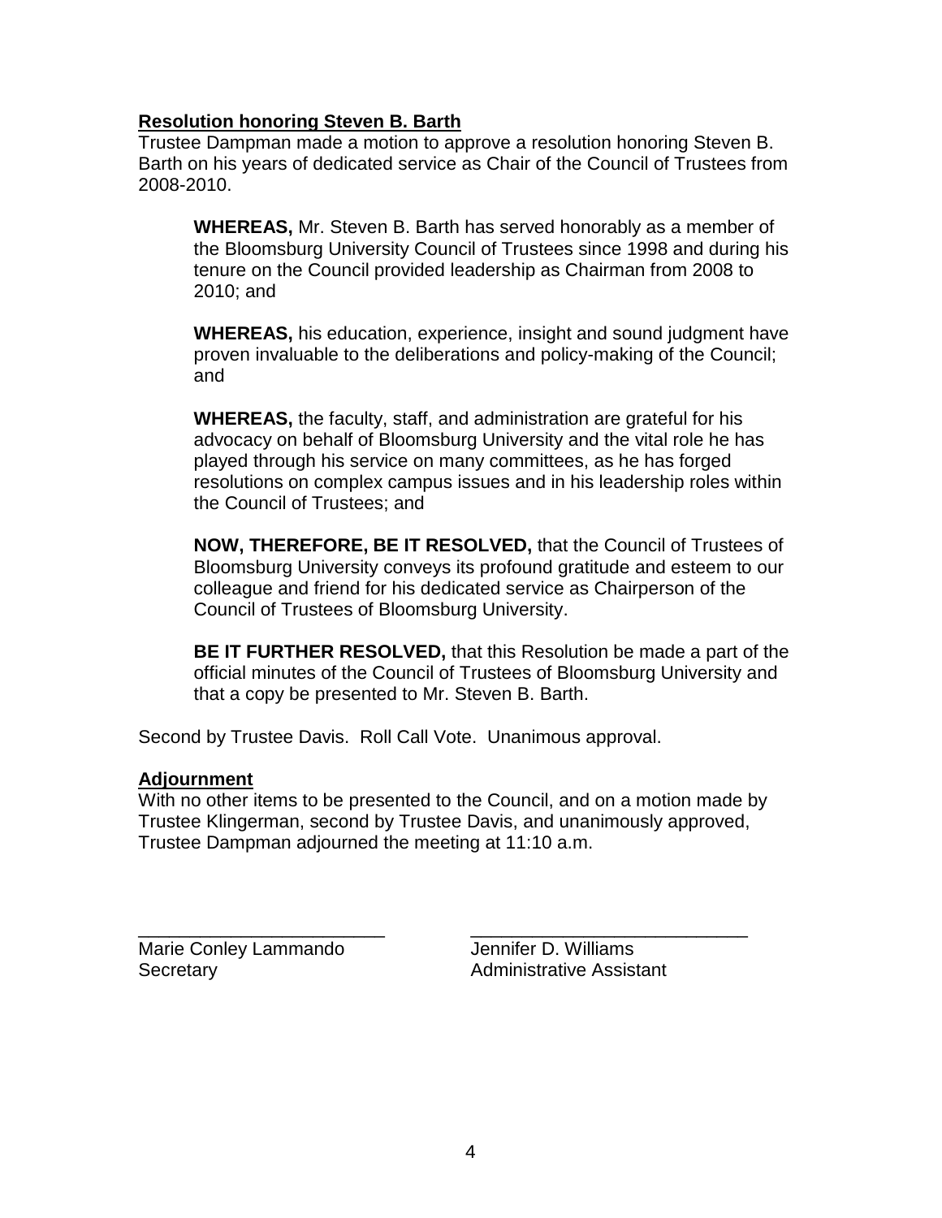**Resolution honoring Steven B. Barth**

Trustee Dampman made a motion to approve a resolution honoring Steven B. Barth on his years of dedicated service as Chair of the Council of Trustees from 2008-2010.

> **WHEREAS,** Mr. Steven B. Barth has served honorably as a member of the Bloomsburg University Council of Trustees since 1998 and during his tenure on the Council provided leadership as Chairman from 2008 to 2010; and
>
> **WHEREAS,** his education, experience, insight and sound judgment have proven invaluable to the deliberations and policy-making of the Council; and
>
> **WHEREAS,** the faculty, staff, and administration are grateful for his advocacy on behalf of Bloomsburg University and the vital role he has played through his service on many committees, as he has forged resolutions on complex campus issues and in his leadership roles within the Council of Trustees; and
>
> **NOW, THEREFORE, BE IT RESOLVED,** that the Council of Trustees of Bloomsburg University conveys its profound gratitude and esteem to our colleague and friend for his dedicated service as Chairperson of the Council of Trustees of Bloomsburg University.
>
> **BE IT FURTHER RESOLVED,** that this Resolution be made a part of the official minutes of the Council of Trustees of Bloomsburg University and that a copy be presented to Mr. Steven B. Barth.

Second by Trustee Davis. Roll Call Vote. Unanimous approval.

**Adjournment**

With no other items to be presented to the Council, and on a motion made by Trustee Klingerman, second by Trustee Davis, and unanimously approved, Trustee Dampman adjourned the meeting at 11:10 a.m.

| ________________________ | ___________________________ |
|---|---|
| Marie Conley Lammando | Jennifer D. Williams |
| Secretary | Administrative Assistant |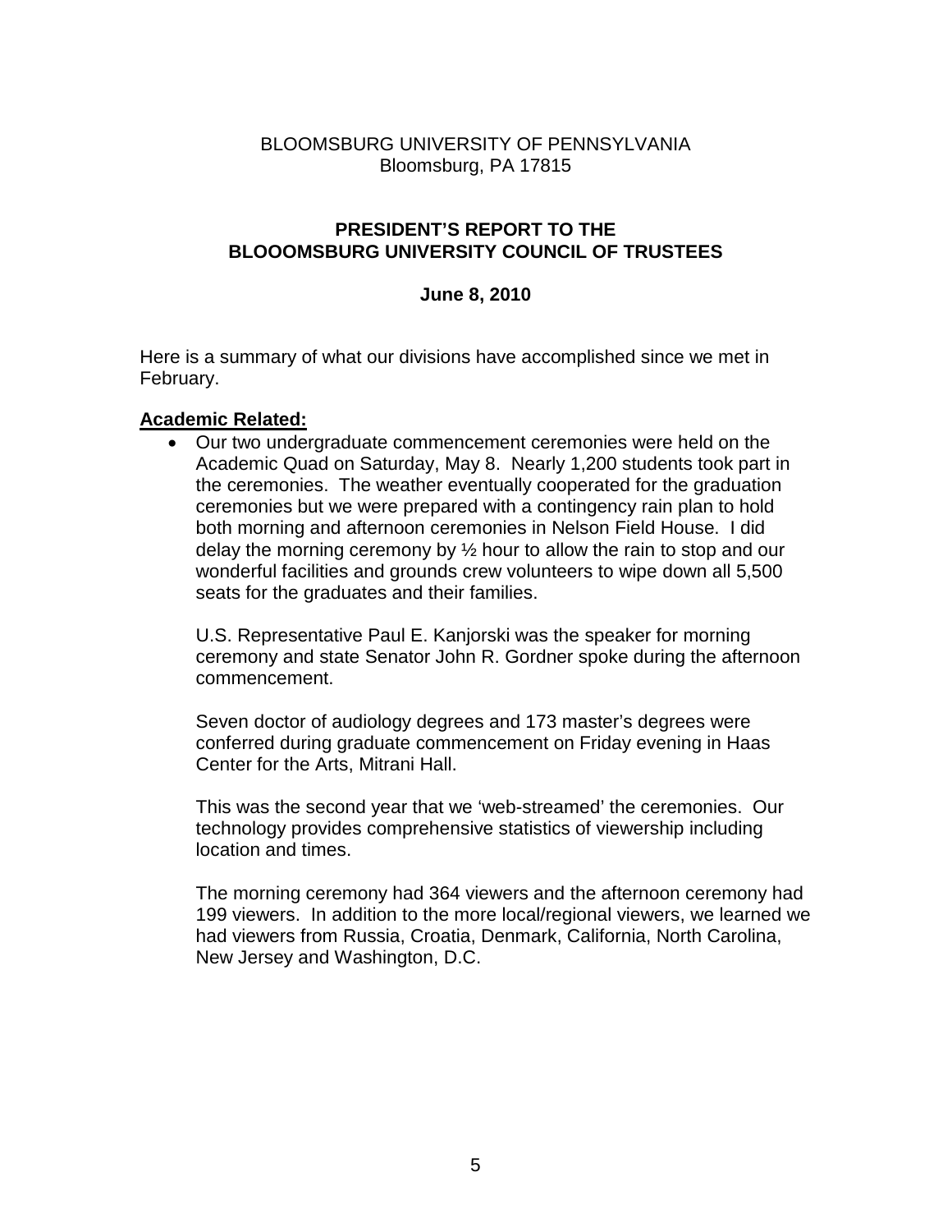BLOOMSBURG UNIVERSITY OF PENNSYLVANIA
Bloomsburg, PA 17815

**PRESIDENT'S REPORT TO THE**
**BLOOOMSBURG UNIVERSITY COUNCIL OF TRUSTEES**

**June 8, 2010**

Here is a summary of what our divisions have accomplished since we met in February.

**Academic Related:**

- Our two undergraduate commencement ceremonies were held on the Academic Quad on Saturday, May 8. Nearly 1,200 students took part in the ceremonies. The weather eventually cooperated for the graduation ceremonies but we were prepared with a contingency rain plan to hold both morning and afternoon ceremonies in Nelson Field House. I did delay the morning ceremony by ½ hour to allow the rain to stop and our wonderful facilities and grounds crew volunteers to wipe down all 5,500 seats for the graduates and their families.

  U.S. Representative Paul E. Kanjorski was the speaker for morning ceremony and state Senator John R. Gordner spoke during the afternoon commencement.

  Seven doctor of audiology degrees and 173 master's degrees were conferred during graduate commencement on Friday evening in Haas Center for the Arts, Mitrani Hall.

  This was the second year that we 'web-streamed' the ceremonies. Our technology provides comprehensive statistics of viewership including location and times.

  The morning ceremony had 364 viewers and the afternoon ceremony had 199 viewers. In addition to the more local/regional viewers, we learned we had viewers from Russia, Croatia, Denmark, California, North Carolina, New Jersey and Washington, D.C.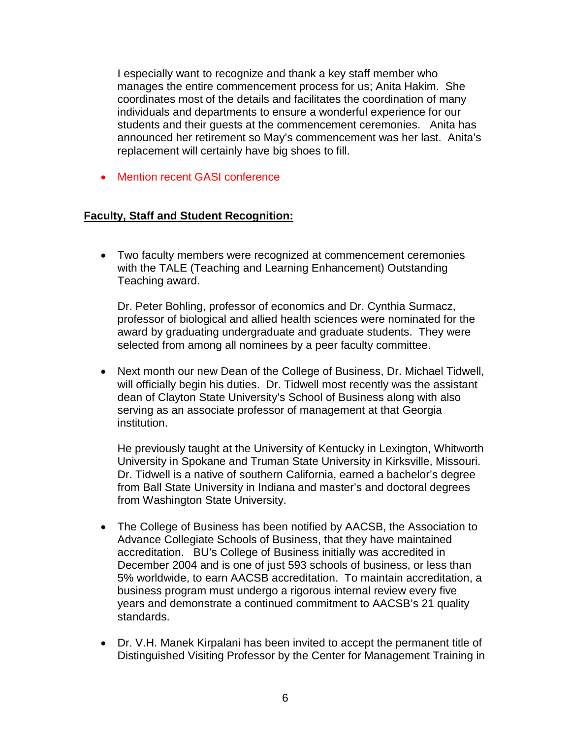I especially want to recognize and thank a key staff member who manages the entire commencement process for us; Anita Hakim. She coordinates most of the details and facilitates the coordination of many individuals and departments to ensure a wonderful experience for our students and their guests at the commencement ceremonies. Anita has announced her retirement so May's commencement was her last. Anita's replacement will certainly have big shoes to fill.

- Mention recent GASI conference

## Faculty, Staff and Student Recognition:

- Two faculty members were recognized at commencement ceremonies with the TALE (Teaching and Learning Enhancement) Outstanding Teaching award.

  Dr. Peter Bohling, professor of economics and Dr. Cynthia Surmacz, professor of biological and allied health sciences were nominated for the award by graduating undergraduate and graduate students. They were selected from among all nominees by a peer faculty committee.

- Next month our new Dean of the College of Business, Dr. Michael Tidwell, will officially begin his duties. Dr. Tidwell most recently was the assistant dean of Clayton State University's School of Business along with also serving as an associate professor of management at that Georgia institution.

  He previously taught at the University of Kentucky in Lexington, Whitworth University in Spokane and Truman State University in Kirksville, Missouri. Dr. Tidwell is a native of southern California, earned a bachelor's degree from Ball State University in Indiana and master's and doctoral degrees from Washington State University.

- The College of Business has been notified by AACSB, the Association to Advance Collegiate Schools of Business, that they have maintained accreditation. BU's College of Business initially was accredited in December 2004 and is one of just 593 schools of business, or less than 5% worldwide, to earn AACSB accreditation. To maintain accreditation, a business program must undergo a rigorous internal review every five years and demonstrate a continued commitment to AACSB's 21 quality standards.

- Dr. V.H. Manek Kirpalani has been invited to accept the permanent title of Distinguished Visiting Professor by the Center for Management Training in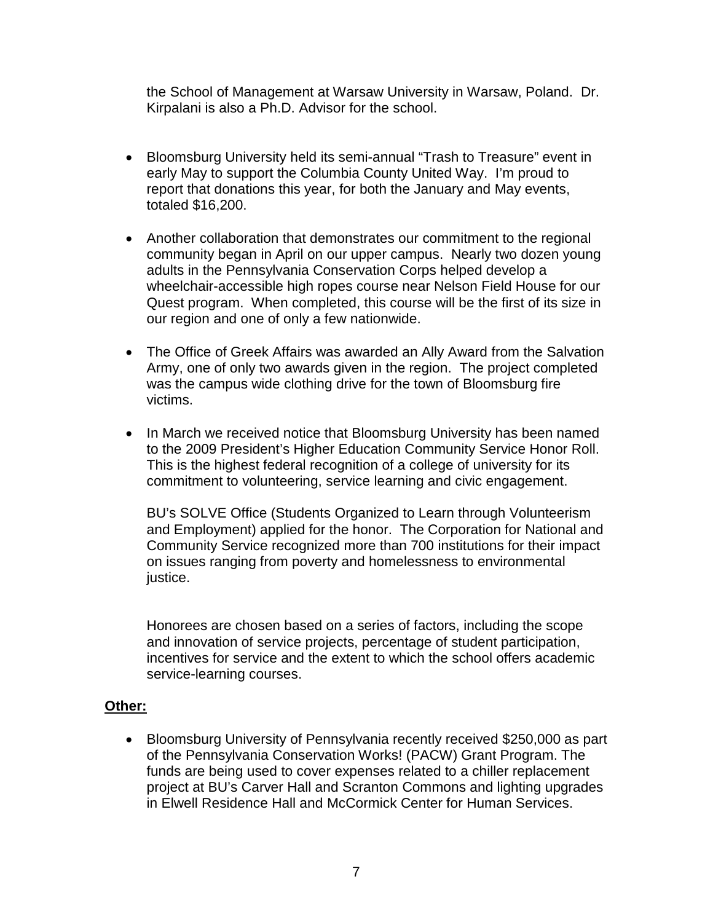the School of Management at Warsaw University in Warsaw, Poland. Dr. Kirpalani is also a Ph.D. Advisor for the school.

- Bloomsburg University held its semi-annual "Trash to Treasure" event in early May to support the Columbia County United Way. I'm proud to report that donations this year, for both the January and May events, totaled $16,200.

- Another collaboration that demonstrates our commitment to the regional community began in April on our upper campus. Nearly two dozen young adults in the Pennsylvania Conservation Corps helped develop a wheelchair-accessible high ropes course near Nelson Field House for our Quest program. When completed, this course will be the first of its size in our region and one of only a few nationwide.

- The Office of Greek Affairs was awarded an Ally Award from the Salvation Army, one of only two awards given in the region. The project completed was the campus wide clothing drive for the town of Bloomsburg fire victims.

- In March we received notice that Bloomsburg University has been named to the 2009 President's Higher Education Community Service Honor Roll. This is the highest federal recognition of a college of university for its commitment to volunteering, service learning and civic engagement.

  BU's SOLVE Office (Students Organized to Learn through Volunteerism and Employment) applied for the honor. The Corporation for National and Community Service recognized more than 700 institutions for their impact on issues ranging from poverty and homelessness to environmental justice.

  Honorees are chosen based on a series of factors, including the scope and innovation of service projects, percentage of student participation, incentives for service and the extent to which the school offers academic service-learning courses.

**Other:**

- Bloomsburg University of Pennsylvania recently received $250,000 as part of the Pennsylvania Conservation Works! (PACW) Grant Program. The funds are being used to cover expenses related to a chiller replacement project at BU's Carver Hall and Scranton Commons and lighting upgrades in Elwell Residence Hall and McCormick Center for Human Services.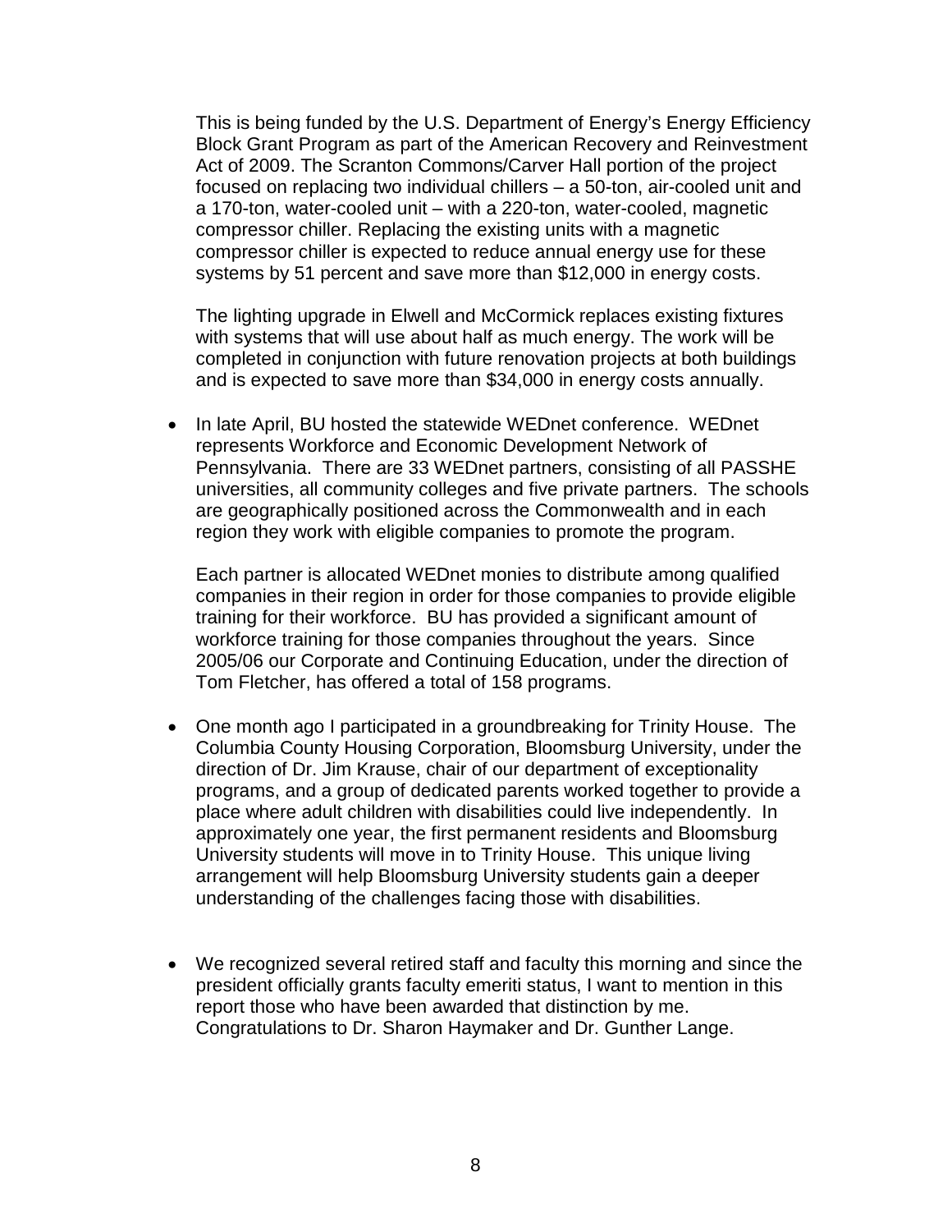This is being funded by the U.S. Department of Energy's Energy Efficiency Block Grant Program as part of the American Recovery and Reinvestment Act of 2009. The Scranton Commons/Carver Hall portion of the project focused on replacing two individual chillers – a 50-ton, air-cooled unit and a 170-ton, water-cooled unit – with a 220-ton, water-cooled, magnetic compressor chiller. Replacing the existing units with a magnetic compressor chiller is expected to reduce annual energy use for these systems by 51 percent and save more than $12,000 in energy costs.

The lighting upgrade in Elwell and McCormick replaces existing fixtures with systems that will use about half as much energy. The work will be completed in conjunction with future renovation projects at both buildings and is expected to save more than $34,000 in energy costs annually.

- In late April, BU hosted the statewide WEDnet conference. WEDnet represents Workforce and Economic Development Network of Pennsylvania. There are 33 WEDnet partners, consisting of all PASSHE universities, all community colleges and five private partners. The schools are geographically positioned across the Commonwealth and in each region they work with eligible companies to promote the program.

  Each partner is allocated WEDnet monies to distribute among qualified companies in their region in order for those companies to provide eligible training for their workforce. BU has provided a significant amount of workforce training for those companies throughout the years. Since 2005/06 our Corporate and Continuing Education, under the direction of Tom Fletcher, has offered a total of 158 programs.

- One month ago I participated in a groundbreaking for Trinity House. The Columbia County Housing Corporation, Bloomsburg University, under the direction of Dr. Jim Krause, chair of our department of exceptionality programs, and a group of dedicated parents worked together to provide a place where adult children with disabilities could live independently. In approximately one year, the first permanent residents and Bloomsburg University students will move in to Trinity House. This unique living arrangement will help Bloomsburg University students gain a deeper understanding of the challenges facing those with disabilities.

- We recognized several retired staff and faculty this morning and since the president officially grants faculty emeriti status, I want to mention in this report those who have been awarded that distinction by me. Congratulations to Dr. Sharon Haymaker and Dr. Gunther Lange.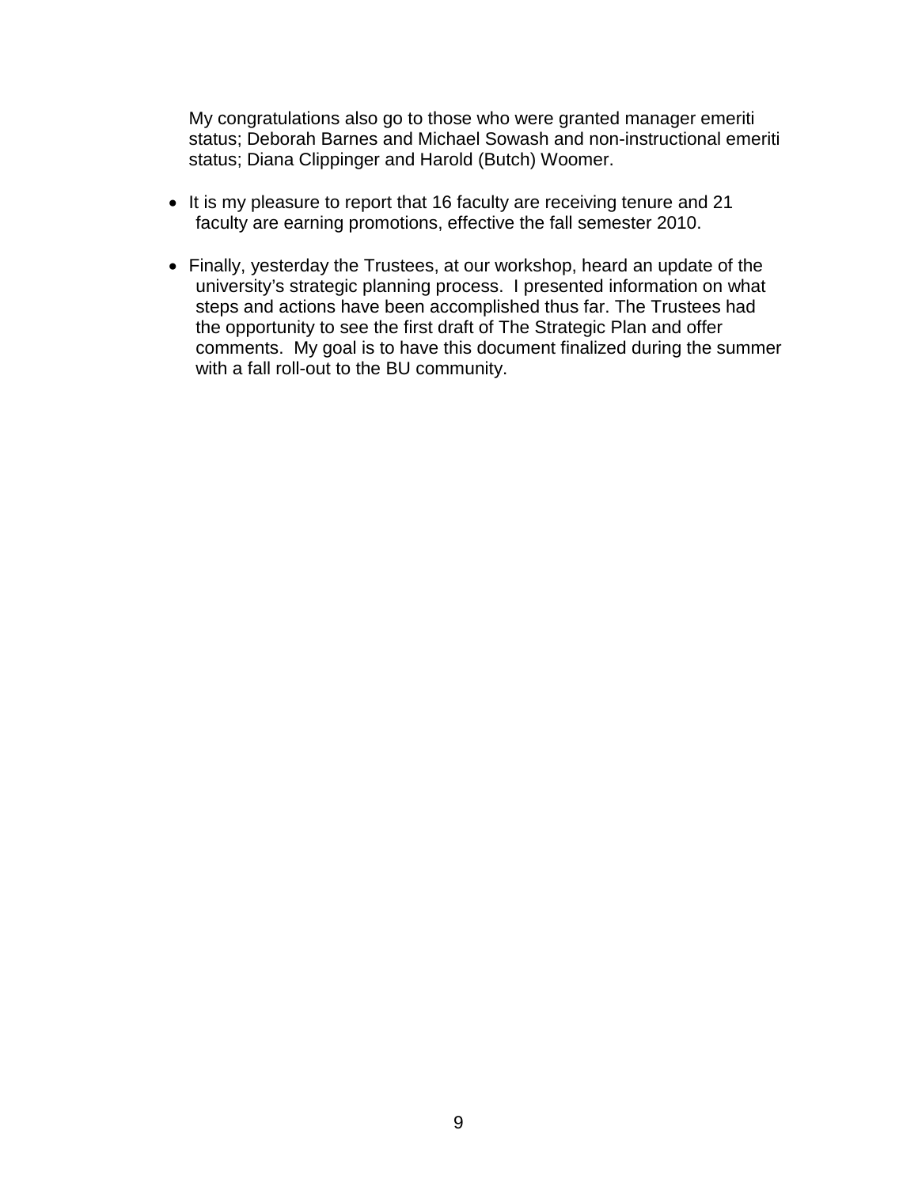My congratulations also go to those who were granted manager emeriti status; Deborah Barnes and Michael Sowash and non-instructional emeriti status; Diana Clippinger and Harold (Butch) Woomer.

- It is my pleasure to report that 16 faculty are receiving tenure and 21 faculty are earning promotions, effective the fall semester 2010.
- Finally, yesterday the Trustees, at our workshop, heard an update of the university's strategic planning process. I presented information on what steps and actions have been accomplished thus far. The Trustees had the opportunity to see the first draft of The Strategic Plan and offer comments. My goal is to have this document finalized during the summer with a fall roll-out to the BU community.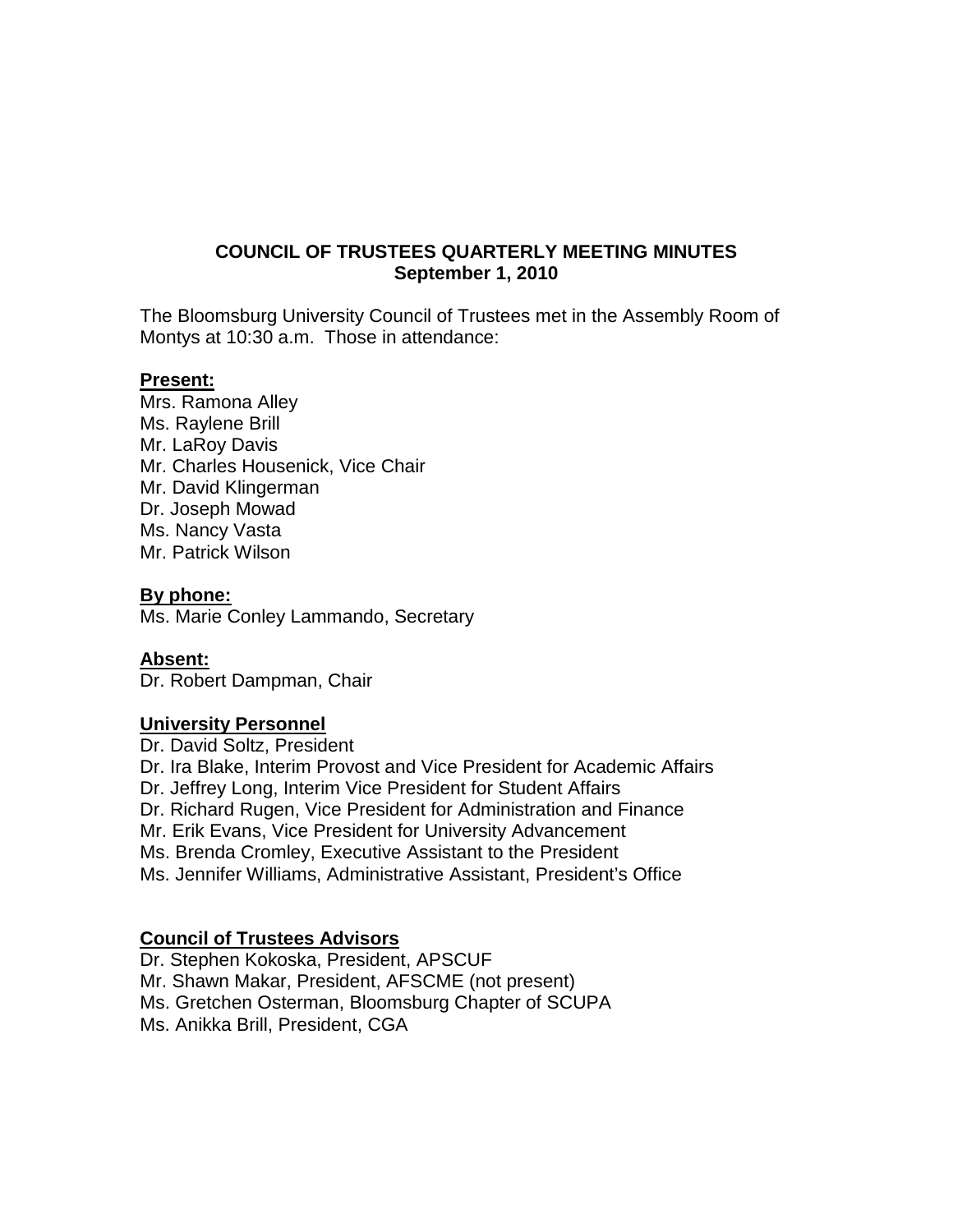# COUNCIL OF TRUSTEES QUARTERLY MEETING MINUTES
## September 1, 2010

The Bloomsburg University Council of Trustees met in the Assembly Room of Montys at 10:30 a.m. Those in attendance:

**Present:**

Mrs. Ramona Alley
Ms. Raylene Brill
Mr. LaRoy Davis
Mr. Charles Housenick, Vice Chair
Mr. David Klingerman
Dr. Joseph Mowad
Ms. Nancy Vasta
Mr. Patrick Wilson

**By phone:**

Ms. Marie Conley Lammando, Secretary

**Absent:**

Dr. Robert Dampman, Chair

**University Personnel**

Dr. David Soltz, President
Dr. Ira Blake, Interim Provost and Vice President for Academic Affairs
Dr. Jeffrey Long, Interim Vice President for Student Affairs
Dr. Richard Rugen, Vice President for Administration and Finance
Mr. Erik Evans, Vice President for University Advancement
Ms. Brenda Cromley, Executive Assistant to the President
Ms. Jennifer Williams, Administrative Assistant, President's Office

**Council of Trustees Advisors**

Dr. Stephen Kokoska, President, APSCUF
Mr. Shawn Makar, President, AFSCME (not present)
Ms. Gretchen Osterman, Bloomsburg Chapter of SCUPA
Ms. Anikka Brill, President, CGA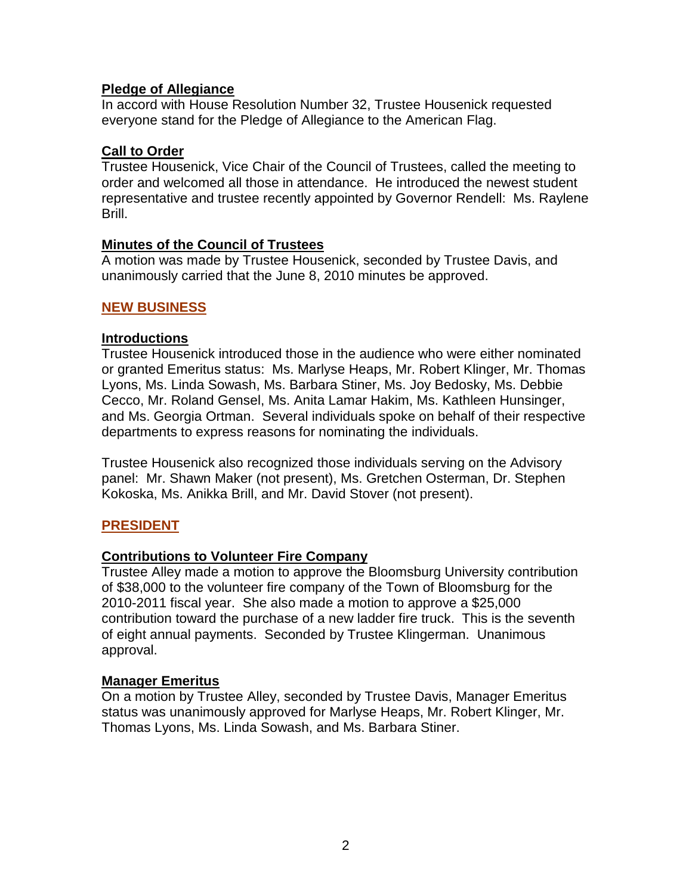**Pledge of Allegiance**

In accord with House Resolution Number 32, Trustee Housenick requested everyone stand for the Pledge of Allegiance to the American Flag.

**Call to Order**

Trustee Housenick, Vice Chair of the Council of Trustees, called the meeting to order and welcomed all those in attendance. He introduced the newest student representative and trustee recently appointed by Governor Rendell: Ms. Raylene Brill.

**Minutes of the Council of Trustees**

A motion was made by Trustee Housenick, seconded by Trustee Davis, and unanimously carried that the June 8, 2010 minutes be approved.

## NEW BUSINESS

**Introductions**

Trustee Housenick introduced those in the audience who were either nominated or granted Emeritus status: Ms. Marlyse Heaps, Mr. Robert Klinger, Mr. Thomas Lyons, Ms. Linda Sowash, Ms. Barbara Stiner, Ms. Joy Bedosky, Ms. Debbie Cecco, Mr. Roland Gensel, Ms. Anita Lamar Hakim, Ms. Kathleen Hunsinger, and Ms. Georgia Ortman. Several individuals spoke on behalf of their respective departments to express reasons for nominating the individuals.

Trustee Housenick also recognized those individuals serving on the Advisory panel: Mr. Shawn Maker (not present), Ms. Gretchen Osterman, Dr. Stephen Kokoska, Ms. Anikka Brill, and Mr. David Stover (not present).

## PRESIDENT

**Contributions to Volunteer Fire Company**

Trustee Alley made a motion to approve the Bloomsburg University contribution of $38,000 to the volunteer fire company of the Town of Bloomsburg for the 2010-2011 fiscal year. She also made a motion to approve a $25,000 contribution toward the purchase of a new ladder fire truck. This is the seventh of eight annual payments. Seconded by Trustee Klingerman. Unanimous approval.

**Manager Emeritus**

On a motion by Trustee Alley, seconded by Trustee Davis, Manager Emeritus status was unanimously approved for Marlyse Heaps, Mr. Robert Klinger, Mr. Thomas Lyons, Ms. Linda Sowash, and Ms. Barbara Stiner.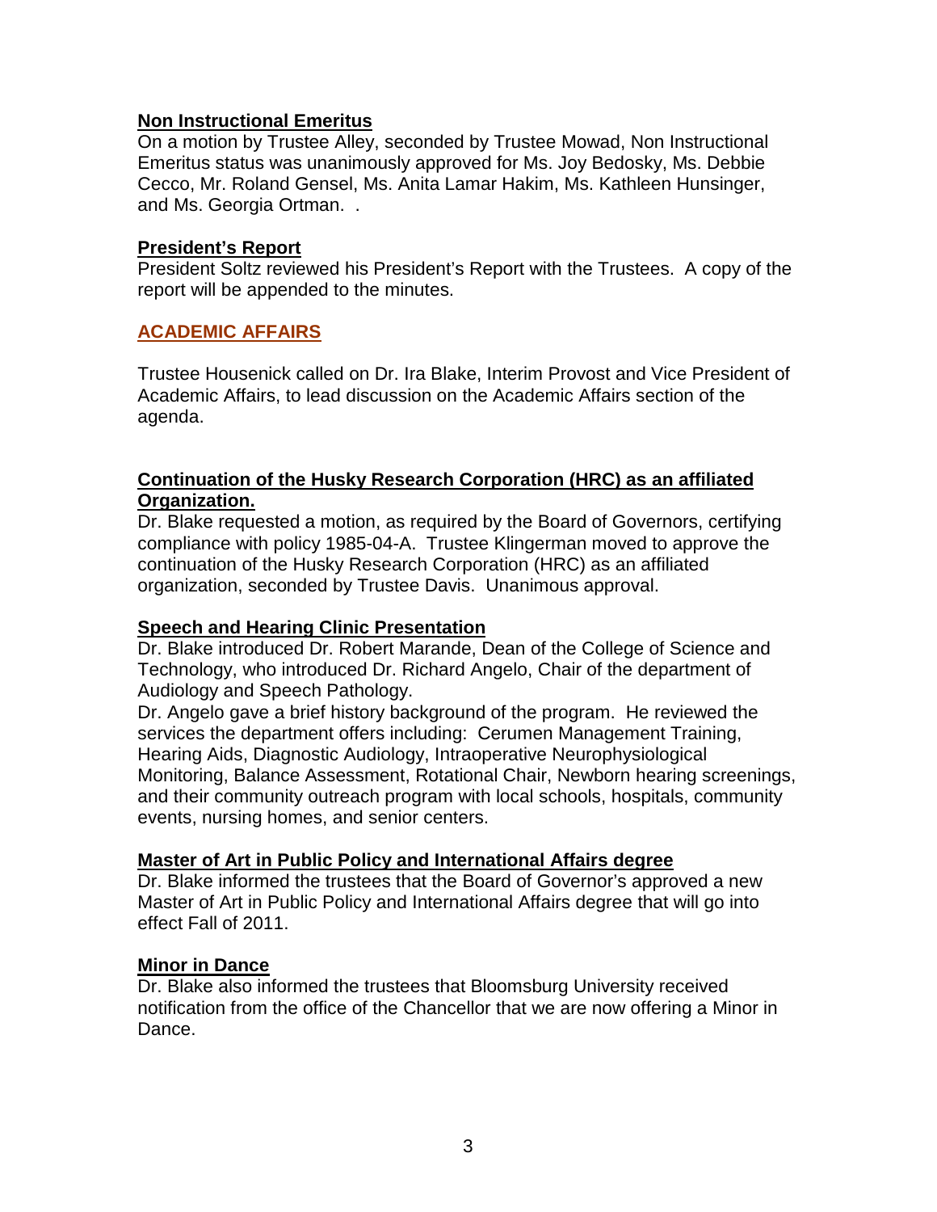**Non Instructional Emeritus**

On a motion by Trustee Alley, seconded by Trustee Mowad, Non Instructional Emeritus status was unanimously approved for Ms. Joy Bedosky, Ms. Debbie Cecco, Mr. Roland Gensel, Ms. Anita Lamar Hakim, Ms. Kathleen Hunsinger, and Ms. Georgia Ortman. .

**President's Report**

President Soltz reviewed his President's Report with the Trustees. A copy of the report will be appended to the minutes.

## ACADEMIC AFFAIRS

Trustee Housenick called on Dr. Ira Blake, Interim Provost and Vice President of Academic Affairs, to lead discussion on the Academic Affairs section of the agenda.

**Continuation of the Husky Research Corporation (HRC) as an affiliated Organization.**

Dr. Blake requested a motion, as required by the Board of Governors, certifying compliance with policy 1985-04-A. Trustee Klingerman moved to approve the continuation of the Husky Research Corporation (HRC) as an affiliated organization, seconded by Trustee Davis. Unanimous approval.

**Speech and Hearing Clinic Presentation**

Dr. Blake introduced Dr. Robert Marande, Dean of the College of Science and Technology, who introduced Dr. Richard Angelo, Chair of the department of Audiology and Speech Pathology.

Dr. Angelo gave a brief history background of the program. He reviewed the services the department offers including: Cerumen Management Training, Hearing Aids, Diagnostic Audiology, Intraoperative Neurophysiological Monitoring, Balance Assessment, Rotational Chair, Newborn hearing screenings, and their community outreach program with local schools, hospitals, community events, nursing homes, and senior centers.

**Master of Art in Public Policy and International Affairs degree**

Dr. Blake informed the trustees that the Board of Governor's approved a new Master of Art in Public Policy and International Affairs degree that will go into effect Fall of 2011.

**Minor in Dance**

Dr. Blake also informed the trustees that Bloomsburg University received notification from the office of the Chancellor that we are now offering a Minor in Dance.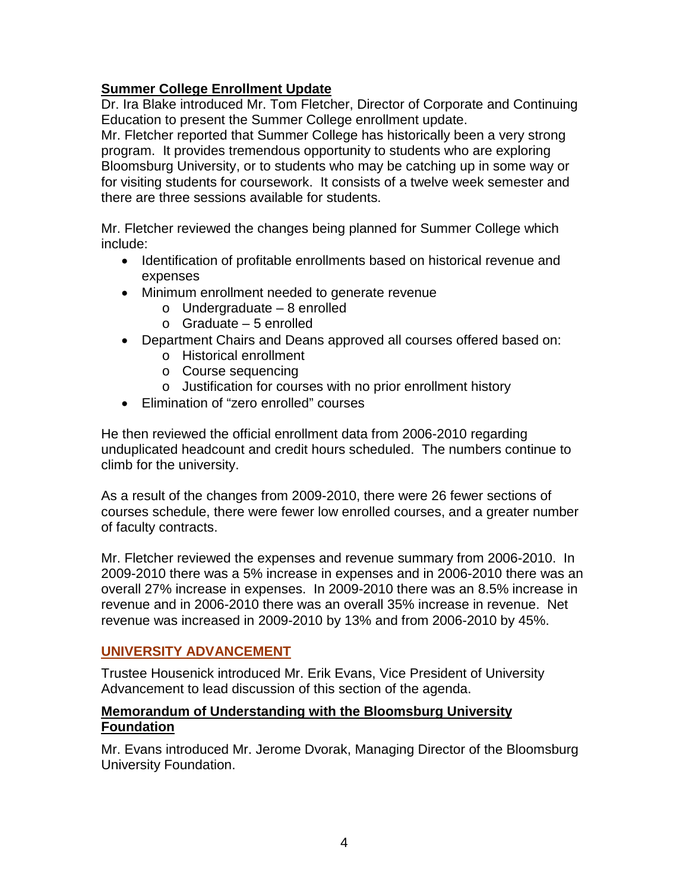**Summer College Enrollment Update**

Dr. Ira Blake introduced Mr. Tom Fletcher, Director of Corporate and Continuing Education to present the Summer College enrollment update.

Mr. Fletcher reported that Summer College has historically been a very strong program. It provides tremendous opportunity to students who are exploring Bloomsburg University, or to students who may be catching up in some way or for visiting students for coursework. It consists of a twelve week semester and there are three sessions available for students.

Mr. Fletcher reviewed the changes being planned for Summer College which include:

- Identification of profitable enrollments based on historical revenue and expenses
- Minimum enrollment needed to generate revenue
  - Undergraduate – 8 enrolled
  - Graduate – 5 enrolled
- Department Chairs and Deans approved all courses offered based on:
  - Historical enrollment
  - Course sequencing
  - Justification for courses with no prior enrollment history
- Elimination of "zero enrolled" courses

He then reviewed the official enrollment data from 2006-2010 regarding unduplicated headcount and credit hours scheduled. The numbers continue to climb for the university.

As a result of the changes from 2009-2010, there were 26 fewer sections of courses schedule, there were fewer low enrolled courses, and a greater number of faculty contracts.

Mr. Fletcher reviewed the expenses and revenue summary from 2006-2010. In 2009-2010 there was a 5% increase in expenses and in 2006-2010 there was an overall 27% increase in expenses. In 2009-2010 there was an 8.5% increase in revenue and in 2006-2010 there was an overall 35% increase in revenue. Net revenue was increased in 2009-2010 by 13% and from 2006-2010 by 45%.

## UNIVERSITY ADVANCEMENT

Trustee Housenick introduced Mr. Erik Evans, Vice President of University Advancement to lead discussion of this section of the agenda.

**Memorandum of Understanding with the Bloomsburg University Foundation**

Mr. Evans introduced Mr. Jerome Dvorak, Managing Director of the Bloomsburg University Foundation.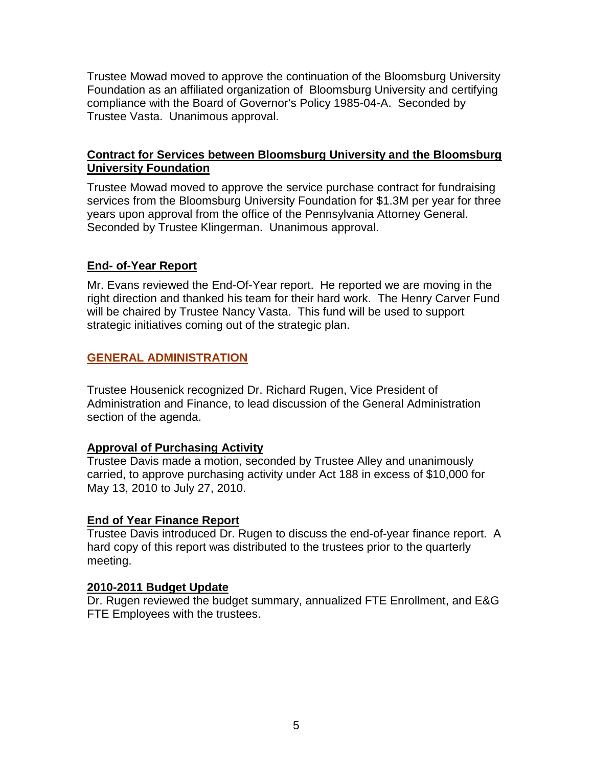Trustee Mowad moved to approve the continuation of the Bloomsburg University Foundation as an affiliated organization of Bloomsburg University and certifying compliance with the Board of Governor's Policy 1985-04-A. Seconded by Trustee Vasta. Unanimous approval.

**Contract for Services between Bloomsburg University and the Bloomsburg University Foundation**

Trustee Mowad moved to approve the service purchase contract for fundraising services from the Bloomsburg University Foundation for $1.3M per year for three years upon approval from the office of the Pennsylvania Attorney General. Seconded by Trustee Klingerman. Unanimous approval.

**End- of-Year Report**

Mr. Evans reviewed the End-Of-Year report. He reported we are moving in the right direction and thanked his team for their hard work. The Henry Carver Fund will be chaired by Trustee Nancy Vasta. This fund will be used to support strategic initiatives coming out of the strategic plan.

## GENERAL ADMINISTRATION

Trustee Housenick recognized Dr. Richard Rugen, Vice President of Administration and Finance, to lead discussion of the General Administration section of the agenda.

**Approval of Purchasing Activity**

Trustee Davis made a motion, seconded by Trustee Alley and unanimously carried, to approve purchasing activity under Act 188 in excess of $10,000 for May 13, 2010 to July 27, 2010.

**End of Year Finance Report**

Trustee Davis introduced Dr. Rugen to discuss the end-of-year finance report. A hard copy of this report was distributed to the trustees prior to the quarterly meeting.

**2010-2011 Budget Update**

Dr. Rugen reviewed the budget summary, annualized FTE Enrollment, and E&G FTE Employees with the trustees.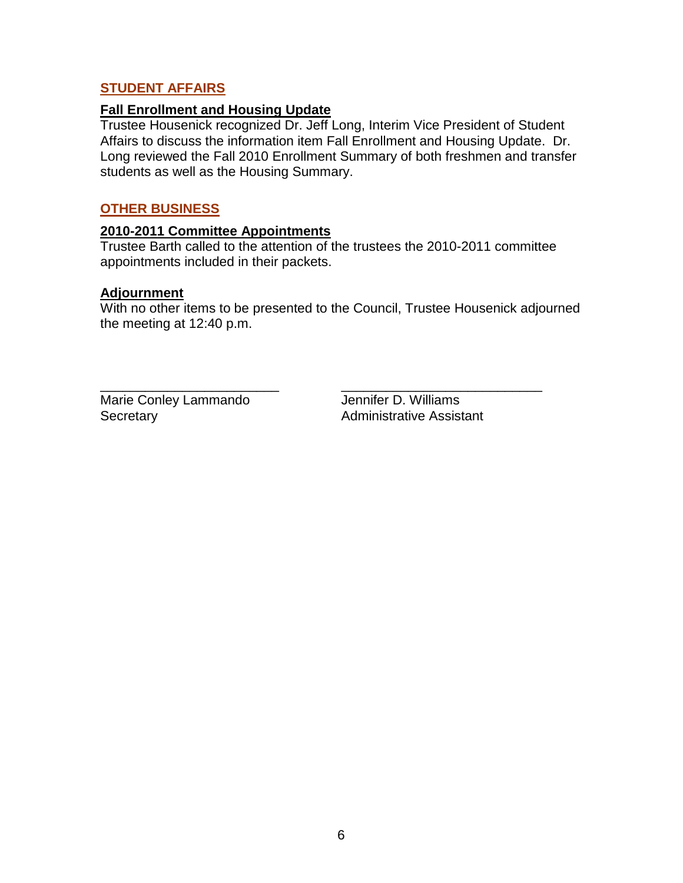## STUDENT AFFAIRS

### Fall Enrollment and Housing Update

Trustee Housenick recognized Dr. Jeff Long, Interim Vice President of Student Affairs to discuss the information item Fall Enrollment and Housing Update. Dr. Long reviewed the Fall 2010 Enrollment Summary of both freshmen and transfer students as well as the Housing Summary.

## OTHER BUSINESS

### 2010-2011 Committee Appointments

Trustee Barth called to the attention of the trustees the 2010-2011 committee appointments included in their packets.

### Adjournment

With no other items to be presented to the Council, Trustee Housenick adjourned the meeting at 12:40 p.m.

\_\_\_\_\_\_\_\_\_\_\_\_\_\_\_\_\_\_\_\_\_\_\_\_
Marie Conley Lammando
Secretary

\_\_\_\_\_\_\_\_\_\_\_\_\_\_\_\_\_\_\_\_\_\_\_\_
Jennifer D. Williams
Administrative Assistant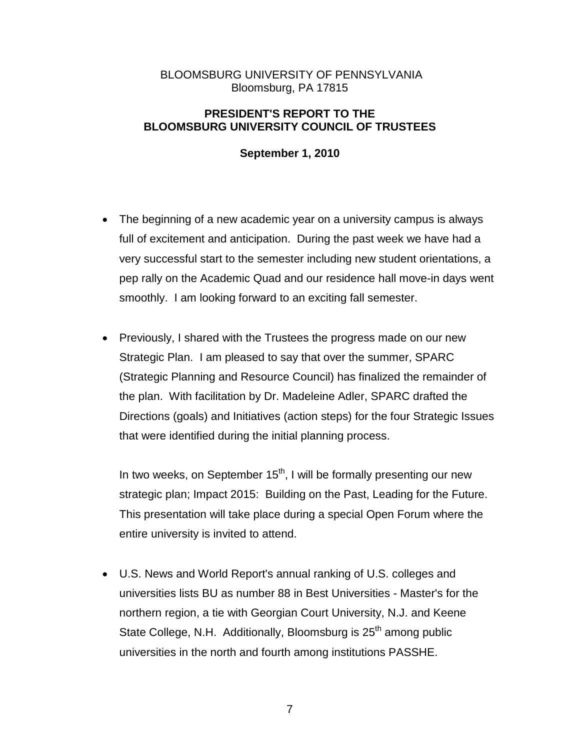BLOOMSBURG UNIVERSITY OF PENNSYLVANIA
Bloomsburg, PA 17815

**PRESIDENT'S REPORT TO THE BLOOMSBURG UNIVERSITY COUNCIL OF TRUSTEES**

**September 1, 2010**

- The beginning of a new academic year on a university campus is always full of excitement and anticipation. During the past week we have had a very successful start to the semester including new student orientations, a pep rally on the Academic Quad and our residence hall move-in days went smoothly. I am looking forward to an exciting fall semester.

- Previously, I shared with the Trustees the progress made on our new Strategic Plan. I am pleased to say that over the summer, SPARC (Strategic Planning and Resource Council) has finalized the remainder of the plan. With facilitation by Dr. Madeleine Adler, SPARC drafted the Directions (goals) and Initiatives (action steps) for the four Strategic Issues that were identified during the initial planning process.

  In two weeks, on September 15th, I will be formally presenting our new strategic plan; Impact 2015: Building on the Past, Leading for the Future. This presentation will take place during a special Open Forum where the entire university is invited to attend.

- U.S. News and World Report's annual ranking of U.S. colleges and universities lists BU as number 88 in Best Universities - Master's for the northern region, a tie with Georgian Court University, N.J. and Keene State College, N.H. Additionally, Bloomsburg is 25th among public universities in the north and fourth among institutions PASSHE.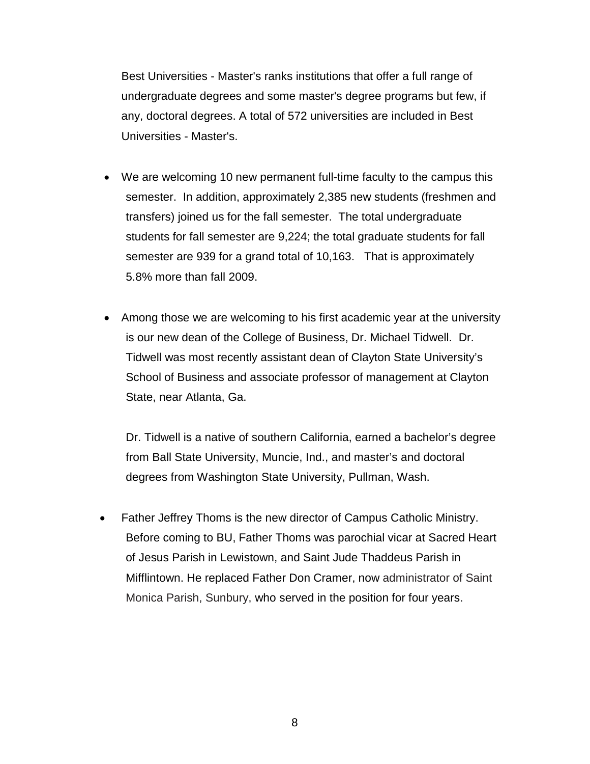Best Universities - Master's ranks institutions that offer a full range of undergraduate degrees and some master's degree programs but few, if any, doctoral degrees. A total of 572 universities are included in Best Universities - Master's.

- We are welcoming 10 new permanent full-time faculty to the campus this semester. In addition, approximately 2,385 new students (freshmen and transfers) joined us for the fall semester. The total undergraduate students for fall semester are 9,224; the total graduate students for fall semester are 939 for a grand total of 10,163. That is approximately 5.8% more than fall 2009.

- Among those we are welcoming to his first academic year at the university is our new dean of the College of Business, Dr. Michael Tidwell. Dr. Tidwell was most recently assistant dean of Clayton State University's School of Business and associate professor of management at Clayton State, near Atlanta, Ga.

  Dr. Tidwell is a native of southern California, earned a bachelor's degree from Ball State University, Muncie, Ind., and master's and doctoral degrees from Washington State University, Pullman, Wash.

- Father Jeffrey Thoms is the new director of Campus Catholic Ministry. Before coming to BU, Father Thoms was parochial vicar at Sacred Heart of Jesus Parish in Lewistown, and Saint Jude Thaddeus Parish in Mifflintown. He replaced Father Don Cramer, now administrator of Saint Monica Parish, Sunbury, who served in the position for four years.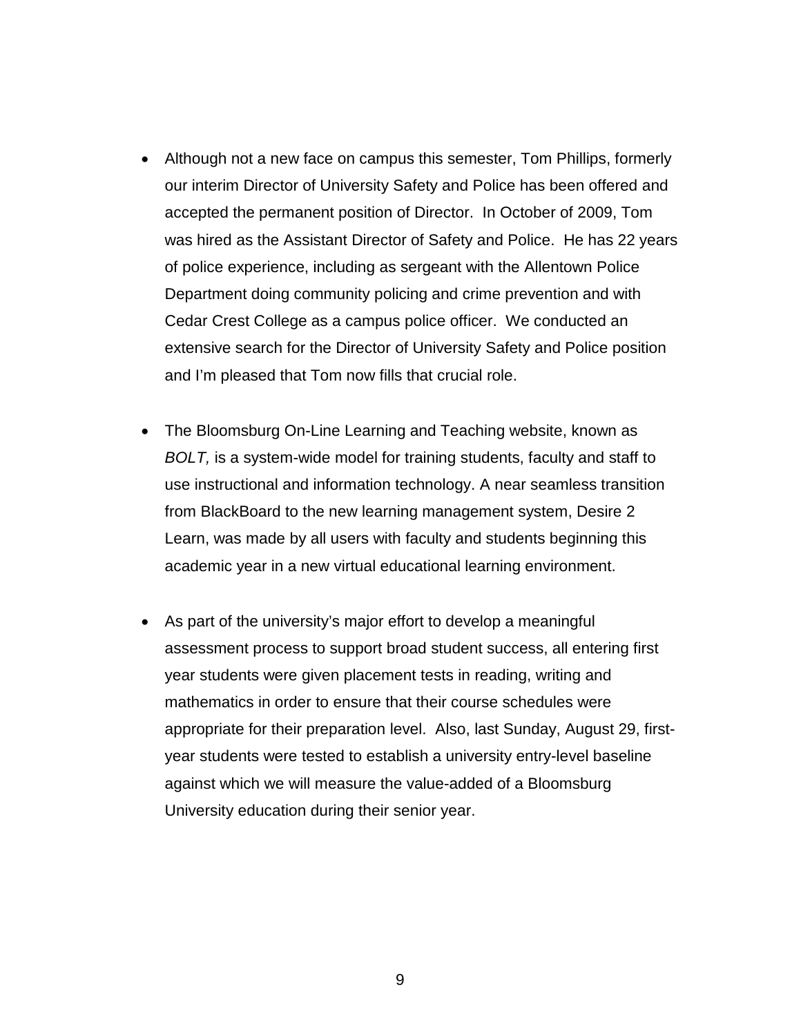- Although not a new face on campus this semester, Tom Phillips, formerly our interim Director of University Safety and Police has been offered and accepted the permanent position of Director. In October of 2009, Tom was hired as the Assistant Director of Safety and Police. He has 22 years of police experience, including as sergeant with the Allentown Police Department doing community policing and crime prevention and with Cedar Crest College as a campus police officer. We conducted an extensive search for the Director of University Safety and Police position and I'm pleased that Tom now fills that crucial role.

- The Bloomsburg On-Line Learning and Teaching website, known as *BOLT,* is a system-wide model for training students, faculty and staff to use instructional and information technology. A near seamless transition from BlackBoard to the new learning management system, Desire 2 Learn, was made by all users with faculty and students beginning this academic year in a new virtual educational learning environment.

- As part of the university's major effort to develop a meaningful assessment process to support broad student success, all entering first year students were given placement tests in reading, writing and mathematics in order to ensure that their course schedules were appropriate for their preparation level. Also, last Sunday, August 29, first-year students were tested to establish a university entry-level baseline against which we will measure the value-added of a Bloomsburg University education during their senior year.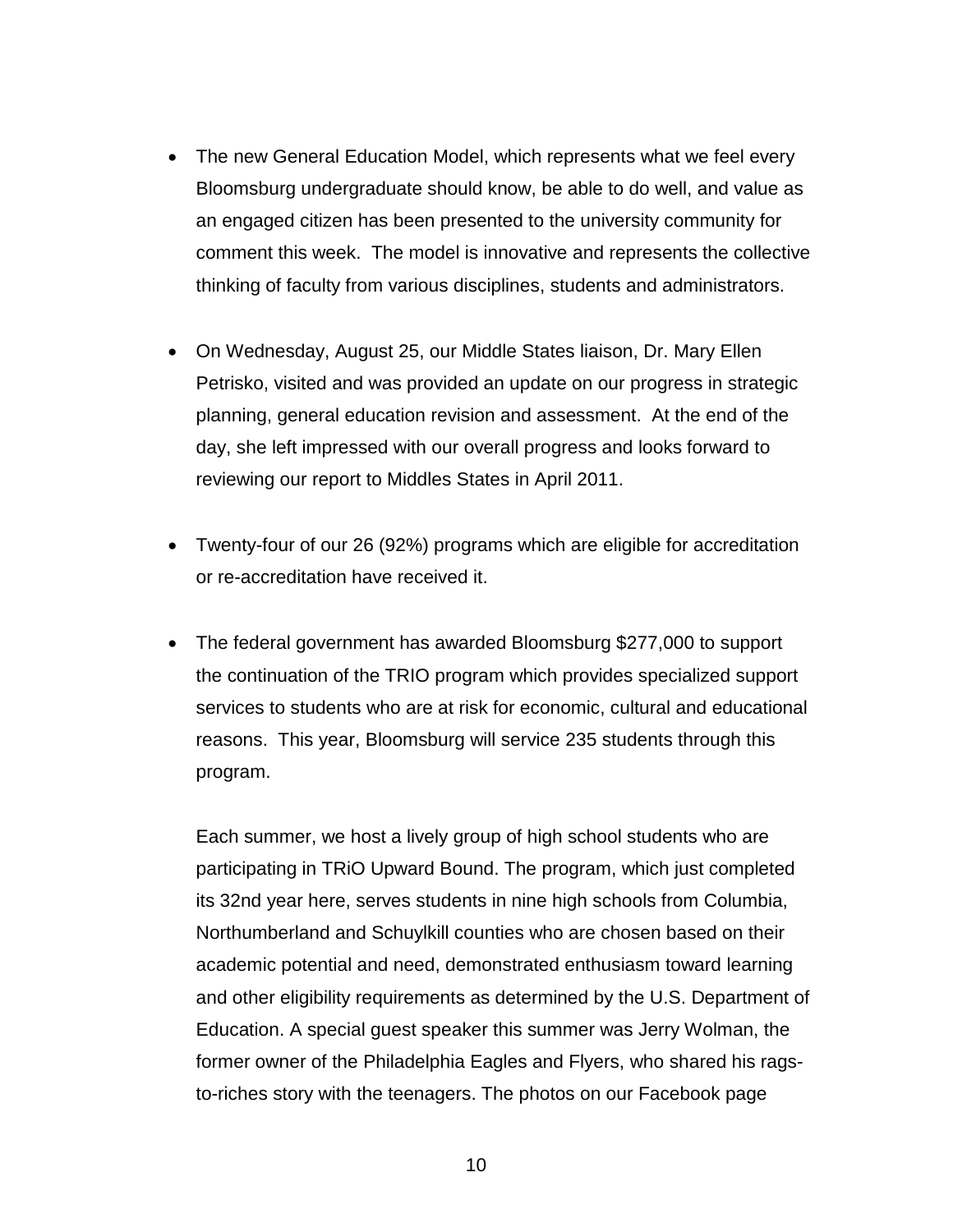- The new General Education Model, which represents what we feel every Bloomsburg undergraduate should know, be able to do well, and value as an engaged citizen has been presented to the university community for comment this week. The model is innovative and represents the collective thinking of faculty from various disciplines, students and administrators.

- On Wednesday, August 25, our Middle States liaison, Dr. Mary Ellen Petrisko, visited and was provided an update on our progress in strategic planning, general education revision and assessment. At the end of the day, she left impressed with our overall progress and looks forward to reviewing our report to Middles States in April 2011.

- Twenty-four of our 26 (92%) programs which are eligible for accreditation or re-accreditation have received it.

- The federal government has awarded Bloomsburg $277,000 to support the continuation of the TRIO program which provides specialized support services to students who are at risk for economic, cultural and educational reasons. This year, Bloomsburg will service 235 students through this program.

  Each summer, we host a lively group of high school students who are participating in TRiO Upward Bound. The program, which just completed its 32nd year here, serves students in nine high schools from Columbia, Northumberland and Schuylkill counties who are chosen based on their academic potential and need, demonstrated enthusiasm toward learning and other eligibility requirements as determined by the U.S. Department of Education. A special guest speaker this summer was Jerry Wolman, the former owner of the Philadelphia Eagles and Flyers, who shared his rags-to-riches story with the teenagers. The photos on our Facebook page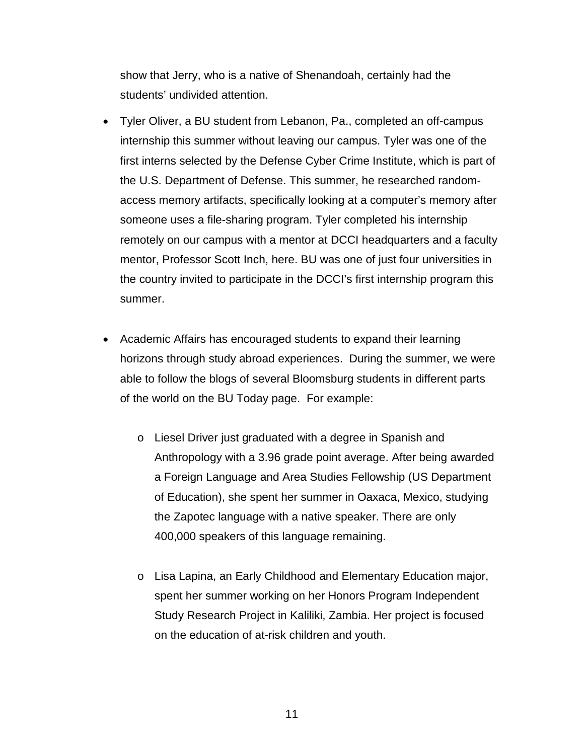show that Jerry, who is a native of Shenandoah, certainly had the students' undivided attention.

- Tyler Oliver, a BU student from Lebanon, Pa., completed an off-campus internship this summer without leaving our campus. Tyler was one of the first interns selected by the Defense Cyber Crime Institute, which is part of the U.S. Department of Defense. This summer, he researched random-access memory artifacts, specifically looking at a computer's memory after someone uses a file-sharing program. Tyler completed his internship remotely on our campus with a mentor at DCCI headquarters and a faculty mentor, Professor Scott Inch, here. BU was one of just four universities in the country invited to participate in the DCCI's first internship program this summer.

- Academic Affairs has encouraged students to expand their learning horizons through study abroad experiences. During the summer, we were able to follow the blogs of several Bloomsburg students in different parts of the world on the BU Today page. For example:

  - Liesel Driver just graduated with a degree in Spanish and Anthropology with a 3.96 grade point average. After being awarded a Foreign Language and Area Studies Fellowship (US Department of Education), she spent her summer in Oaxaca, Mexico, studying the Zapotec language with a native speaker. There are only 400,000 speakers of this language remaining.

  - Lisa Lapina, an Early Childhood and Elementary Education major, spent her summer working on her Honors Program Independent Study Research Project in Kaliliki, Zambia. Her project is focused on the education of at-risk children and youth.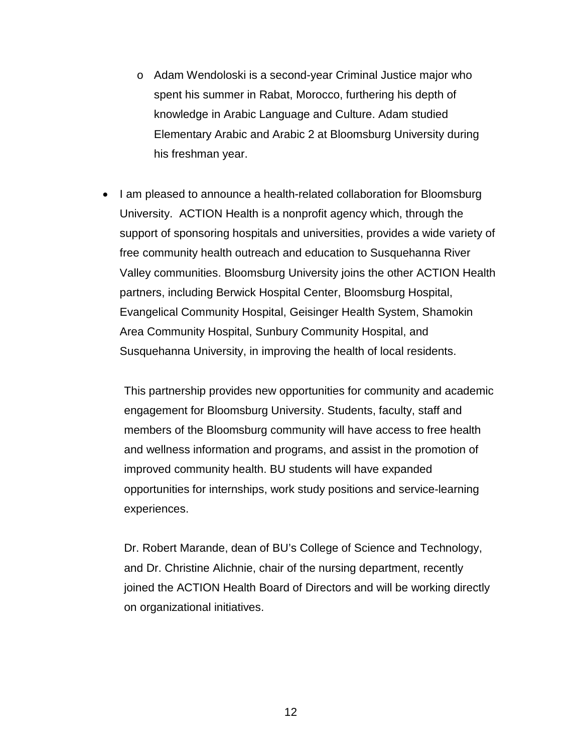- Adam Wendoloski is a second-year Criminal Justice major who spent his summer in Rabat, Morocco, furthering his depth of knowledge in Arabic Language and Culture. Adam studied Elementary Arabic and Arabic 2 at Bloomsburg University during his freshman year.

- I am pleased to announce a health-related collaboration for Bloomsburg University. ACTION Health is a nonprofit agency which, through the support of sponsoring hospitals and universities, provides a wide variety of free community health outreach and education to Susquehanna River Valley communities. Bloomsburg University joins the other ACTION Health partners, including Berwick Hospital Center, Bloomsburg Hospital, Evangelical Community Hospital, Geisinger Health System, Shamokin Area Community Hospital, Sunbury Community Hospital, and Susquehanna University, in improving the health of local residents.

  This partnership provides new opportunities for community and academic engagement for Bloomsburg University. Students, faculty, staff and members of the Bloomsburg community will have access to free health and wellness information and programs, and assist in the promotion of improved community health. BU students will have expanded opportunities for internships, work study positions and service-learning experiences.

  Dr. Robert Marande, dean of BU's College of Science and Technology, and Dr. Christine Alichnie, chair of the nursing department, recently joined the ACTION Health Board of Directors and will be working directly on organizational initiatives.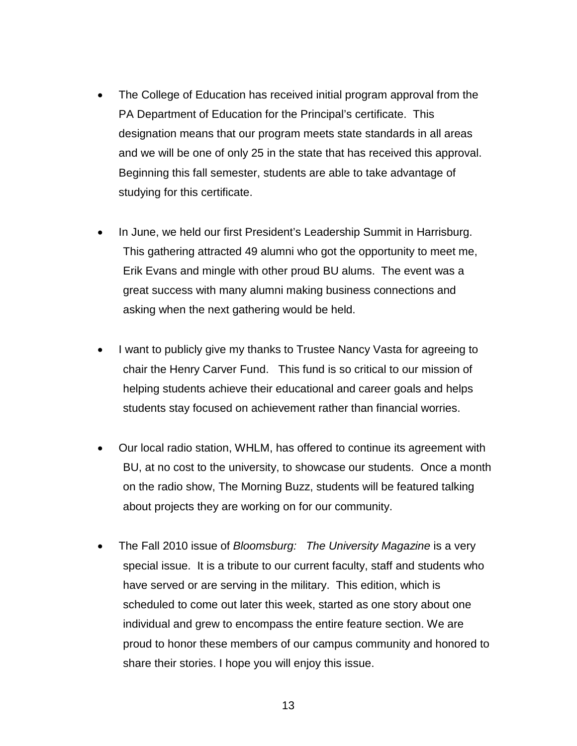- The College of Education has received initial program approval from the PA Department of Education for the Principal's certificate. This designation means that our program meets state standards in all areas and we will be one of only 25 in the state that has received this approval. Beginning this fall semester, students are able to take advantage of studying for this certificate.

- In June, we held our first President's Leadership Summit in Harrisburg. This gathering attracted 49 alumni who got the opportunity to meet me, Erik Evans and mingle with other proud BU alums. The event was a great success with many alumni making business connections and asking when the next gathering would be held.

- I want to publicly give my thanks to Trustee Nancy Vasta for agreeing to chair the Henry Carver Fund. This fund is so critical to our mission of helping students achieve their educational and career goals and helps students stay focused on achievement rather than financial worries.

- Our local radio station, WHLM, has offered to continue its agreement with BU, at no cost to the university, to showcase our students. Once a month on the radio show, The Morning Buzz, students will be featured talking about projects they are working on for our community.

- The Fall 2010 issue of *Bloomsburg: The University Magazine* is a very special issue. It is a tribute to our current faculty, staff and students who have served or are serving in the military. This edition, which is scheduled to come out later this week, started as one story about one individual and grew to encompass the entire feature section. We are proud to honor these members of our campus community and honored to share their stories. I hope you will enjoy this issue.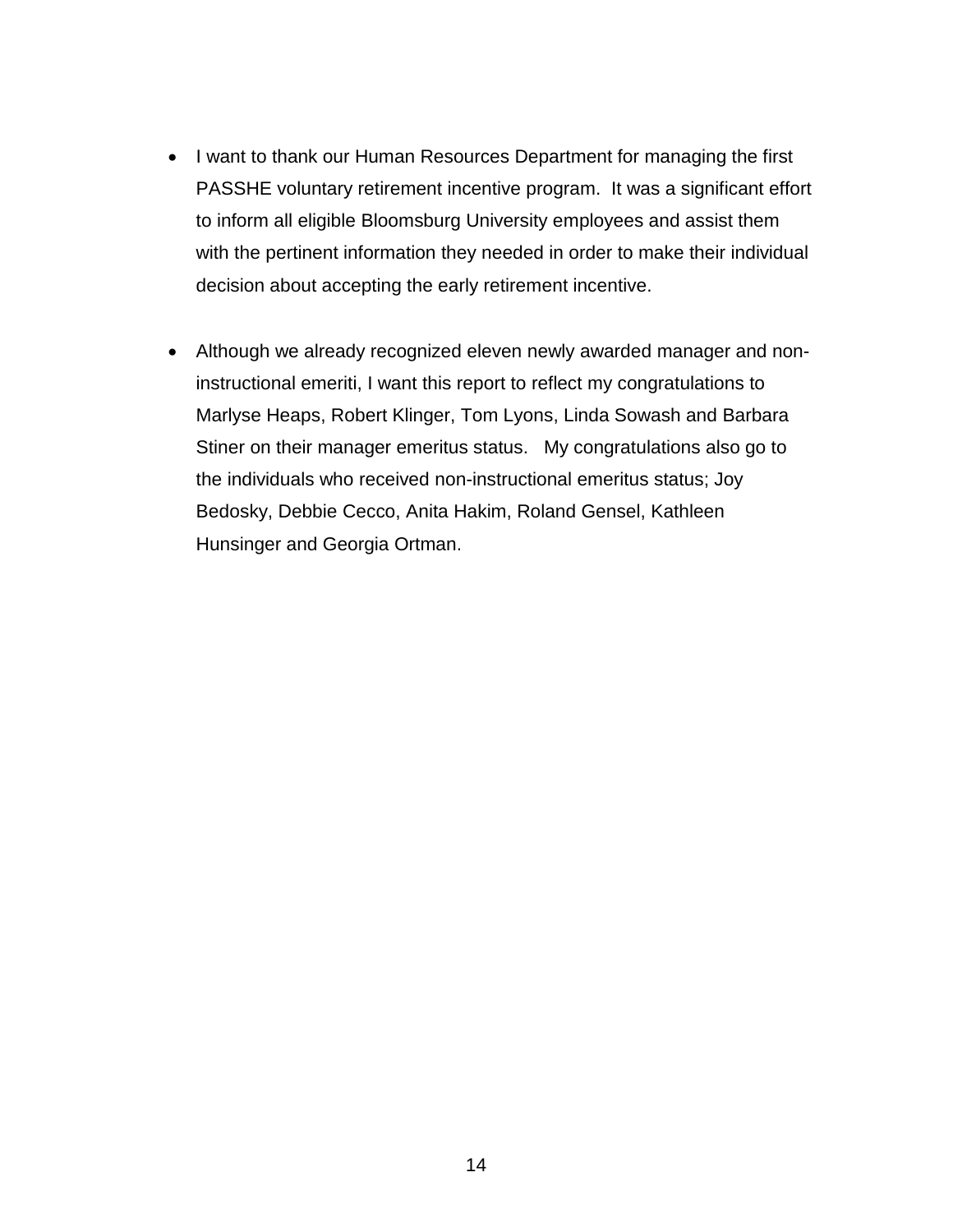- I want to thank our Human Resources Department for managing the first PASSHE voluntary retirement incentive program. It was a significant effort to inform all eligible Bloomsburg University employees and assist them with the pertinent information they needed in order to make their individual decision about accepting the early retirement incentive.

- Although we already recognized eleven newly awarded manager and non-instructional emeriti, I want this report to reflect my congratulations to Marlyse Heaps, Robert Klinger, Tom Lyons, Linda Sowash and Barbara Stiner on their manager emeritus status. My congratulations also go to the individuals who received non-instructional emeritus status; Joy Bedosky, Debbie Cecco, Anita Hakim, Roland Gensel, Kathleen Hunsinger and Georgia Ortman.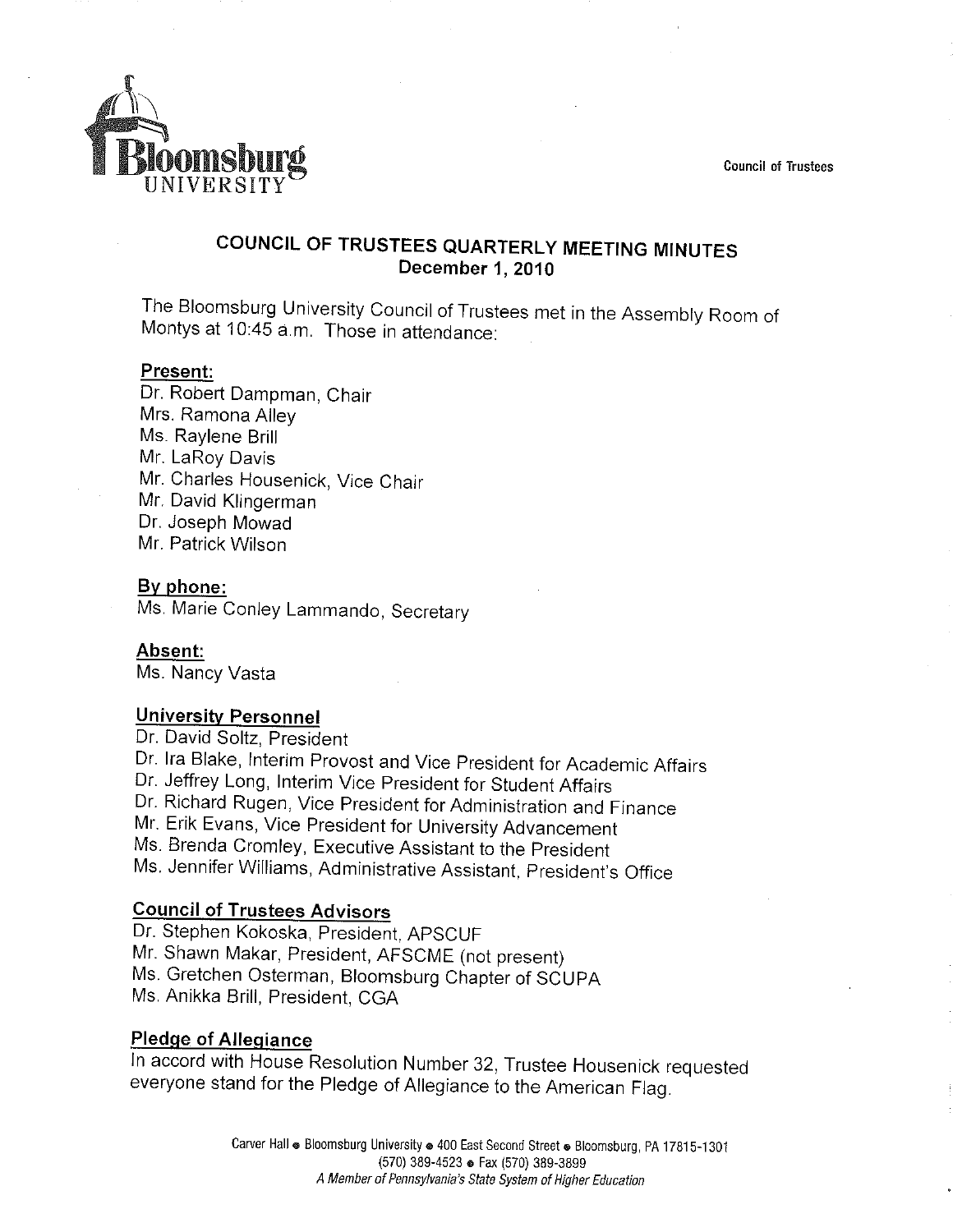Council of Trustees

# COUNCIL OF TRUSTEES QUARTERLY MEETING MINUTES
## December 1, 2010

The Bloomsburg University Council of Trustees met in the Assembly Room of Montys at 10:45 a.m. Those in attendance:

**Present:**

Dr. Robert Dampman, Chair
Mrs. Ramona Alley
Ms. Raylene Brill
Mr. LaRoy Davis
Mr. Charles Housenick, Vice Chair
Mr. David Klingerman
Dr. Joseph Mowad
Mr. Patrick Wilson

**By phone:**

Ms. Marie Conley Lammando, Secretary

**Absent:**

Ms. Nancy Vasta

**University Personnel**

Dr. David Soltz, President
Dr. Ira Blake, Interim Provost and Vice President for Academic Affairs
Dr. Jeffrey Long, Interim Vice President for Student Affairs
Dr. Richard Rugen, Vice President for Administration and Finance
Mr. Erik Evans, Vice President for University Advancement
Ms. Brenda Cromley, Executive Assistant to the President
Ms. Jennifer Williams, Administrative Assistant, President's Office

**Council of Trustees Advisors**

Dr. Stephen Kokoska, President, APSCUF
Mr. Shawn Makar, President, AFSCME (not present)
Ms. Gretchen Osterman, Bloomsburg Chapter of SCUPA
Ms. Anikka Brill, President, CGA

**Pledge of Allegiance**

In accord with House Resolution Number 32, Trustee Housenick requested everyone stand for the Pledge of Allegiance to the American Flag.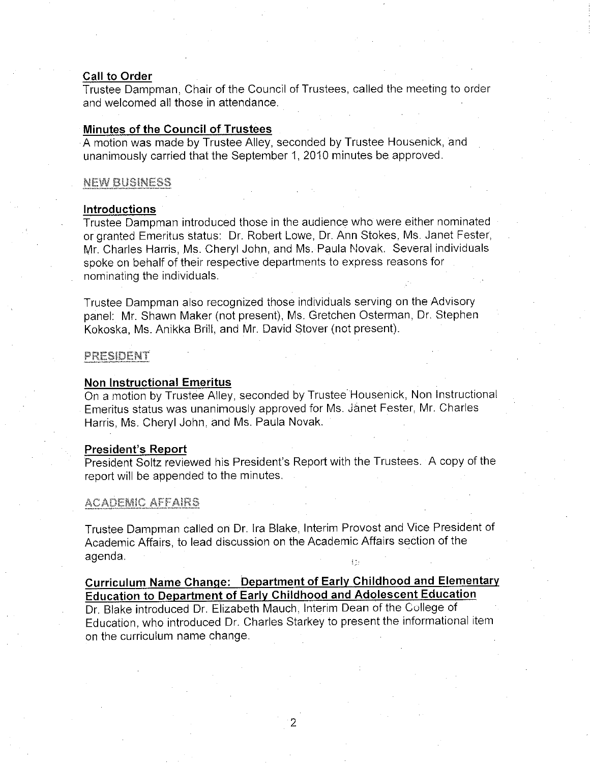**Call to Order**

Trustee Dampman, Chair of the Council of Trustees, called the meeting to order and welcomed all those in attendance.

**Minutes of the Council of Trustees**

A motion was made by Trustee Alley, seconded by Trustee Housenick, and unanimously carried that the September 1, 2010 minutes be approved.

## NEW BUSINESS

**Introductions**

Trustee Dampman introduced those in the audience who were either nominated or granted Emeritus status: Dr. Robert Lowe, Dr. Ann Stokes, Ms. Janet Fester, Mr. Charles Harris, Ms. Cheryl John, and Ms. Paula Novak. Several individuals spoke on behalf of their respective departments to express reasons for nominating the individuals.

Trustee Dampman also recognized those individuals serving on the Advisory panel: Mr. Shawn Maker (not present), Ms. Gretchen Osterman, Dr. Stephen Kokoska, Ms. Anikka Brill, and Mr. David Stover (not present).

## PRESIDENT

**Non Instructional Emeritus**

On a motion by Trustee Alley, seconded by Trustee Housenick, Non Instructional Emeritus status was unanimously approved for Ms. Janet Fester, Mr. Charles Harris, Ms. Cheryl John, and Ms. Paula Novak.

**President's Report**

President Soltz reviewed his President's Report with the Trustees. A copy of the report will be appended to the minutes.

## ACADEMIC AFFAIRS

Trustee Dampman called on Dr. Ira Blake, Interim Provost and Vice President of Academic Affairs, to lead discussion on the Academic Affairs section of the agenda.

**Curriculum Name Change: Department of Early Childhood and Elementary Education to Department of Early Childhood and Adolescent Education**

Dr. Blake introduced Dr. Elizabeth Mauch, Interim Dean of the College of Education, who introduced Dr. Charles Starkey to present the informational item on the curriculum name change.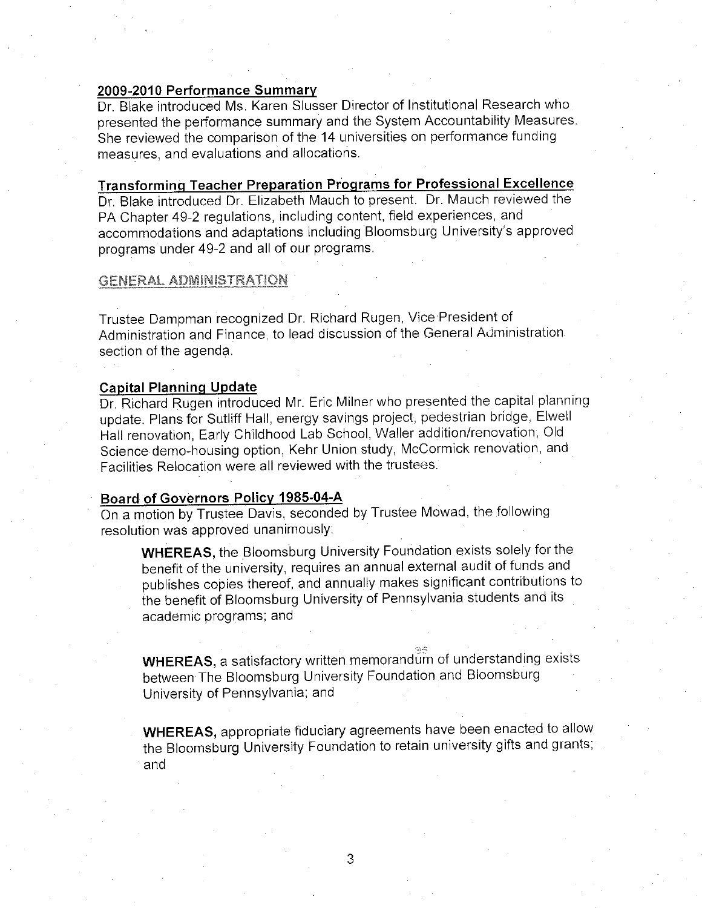**2009-2010 Performance Summary**
Dr. Blake introduced Ms. Karen Slusser Director of Institutional Research who presented the performance summary and the System Accountability Measures. She reviewed the comparison of the 14 universities on performance funding measures, and evaluations and allocations.

**Transforming Teacher Preparation Programs for Professional Excellence**
Dr. Blake introduced Dr. Elizabeth Mauch to present. Dr. Mauch reviewed the PA Chapter 49-2 regulations, including content, field experiences, and accommodations and adaptations including Bloomsburg University's approved programs under 49-2 and all of our programs.

## GENERAL ADMINISTRATION

Trustee Dampman recognized Dr. Richard Rugen, Vice President of Administration and Finance, to lead discussion of the General Administration section of the agenda.

**Capital Planning Update**
Dr. Richard Rugen introduced Mr. Eric Milner who presented the capital planning update. Plans for Sutliff Hall, energy savings project, pedestrian bridge, Elwell Hall renovation, Early Childhood Lab School, Waller addition/renovation, Old Science demo-housing option, Kehr Union study, McCormick renovation, and Facilities Relocation were all reviewed with the trustees.

**Board of Governors Policy 1985-04-A**
On a motion by Trustee Davis, seconded by Trustee Mowad, the following resolution was approved unanimously:

> **WHEREAS,** the Bloomsburg University Foundation exists solely for the benefit of the university, requires an annual external audit of funds and publishes copies thereof, and annually makes significant contributions to the benefit of Bloomsburg University of Pennsylvania students and its academic programs; and
>
> **WHEREAS,** a satisfactory written memorandum of understanding exists between The Bloomsburg University Foundation and Bloomsburg University of Pennsylvania; and
>
> **WHEREAS,** appropriate fiduciary agreements have been enacted to allow the Bloomsburg University Foundation to retain university gifts and grants; and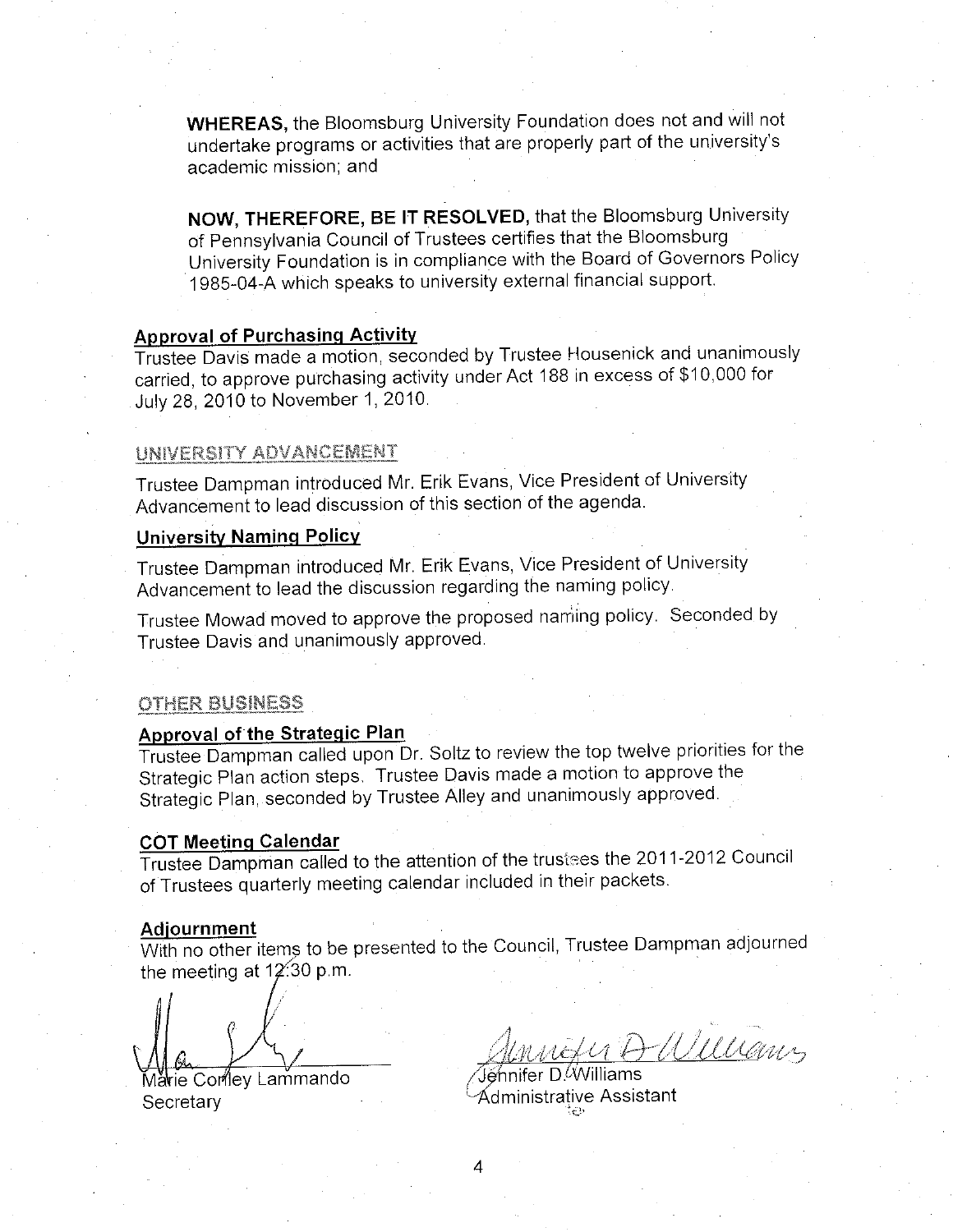**WHEREAS,** the Bloomsburg University Foundation does not and will not undertake programs or activities that are properly part of the university's academic mission; and

**NOW, THEREFORE, BE IT RESOLVED,** that the Bloomsburg University of Pennsylvania Council of Trustees certifies that the Bloomsburg University Foundation is in compliance with the Board of Governors Policy 1985-04-A which speaks to university external financial support.

### Approval of Purchasing Activity

Trustee Davis made a motion, seconded by Trustee Housenick and unanimously carried, to approve purchasing activity under Act 188 in excess of $10,000 for July 28, 2010 to November 1, 2010.

## UNIVERSITY ADVANCEMENT

Trustee Dampman introduced Mr. Erik Evans, Vice President of University Advancement to lead discussion of this section of the agenda.

### University Naming Policy

Trustee Dampman introduced Mr. Erik Evans, Vice President of University Advancement to lead the discussion regarding the naming policy.

Trustee Mowad moved to approve the proposed naming policy. Seconded by Trustee Davis and unanimously approved.

## OTHER BUSINESS

### Approval of the Strategic Plan

Trustee Dampman called upon Dr. Soltz to review the top twelve priorities for the Strategic Plan action steps. Trustee Davis made a motion to approve the Strategic Plan, seconded by Trustee Alley and unanimously approved.

### COT Meeting Calendar

Trustee Dampman called to the attention of the trustees the 2011-2012 Council of Trustees quarterly meeting calendar included in their packets.

### Adjournment

With no other items to be presented to the Council, Trustee Dampman adjourned the meeting at 12:30 p.m.

Marie Conley Lammando
Secretary

Jennifer D. Williams
Administrative Assistant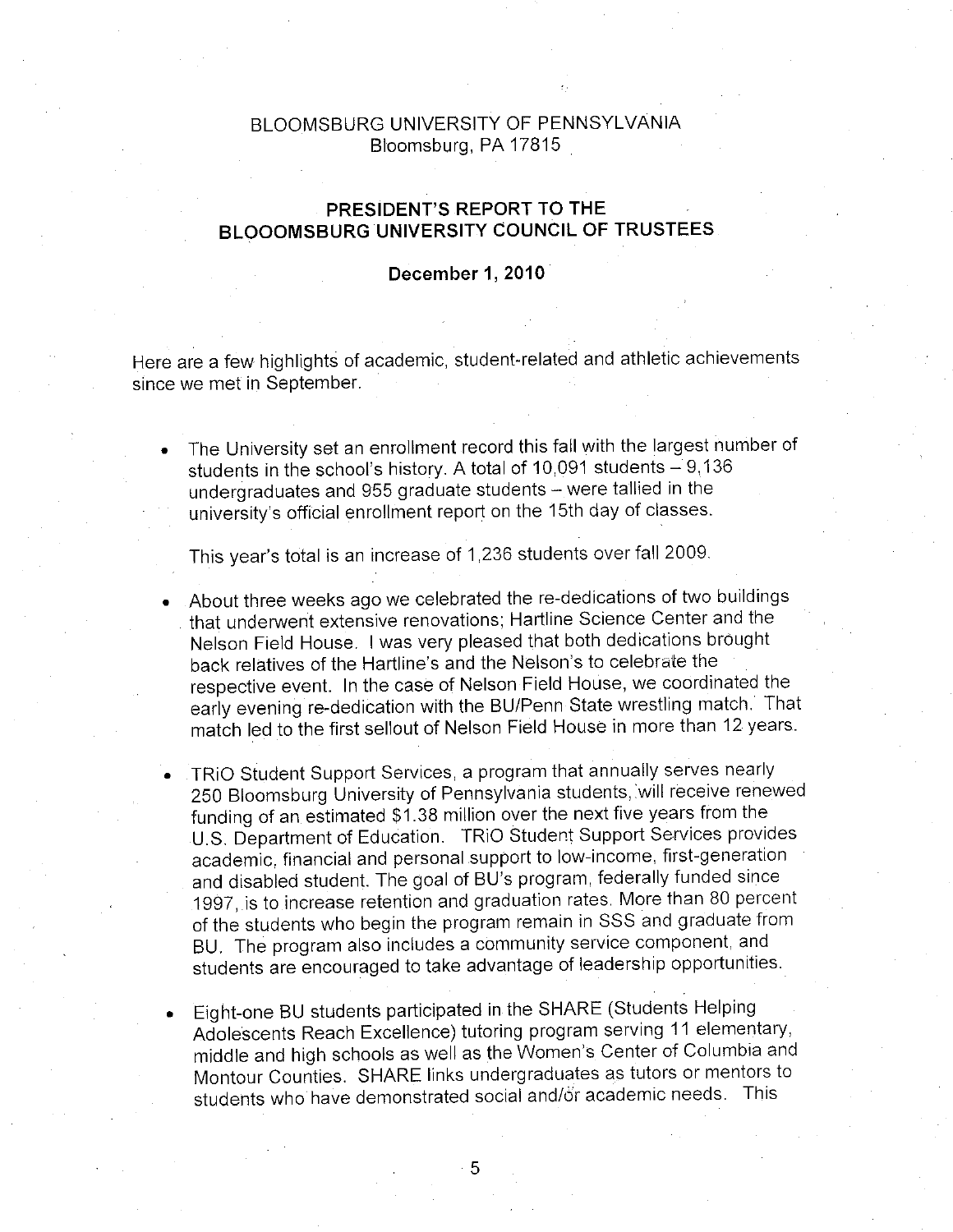BLOOMSBURG UNIVERSITY OF PENNSYLVANIA
Bloomsburg, PA 17815

## PRESIDENT'S REPORT TO THE BLOOOMSBURG UNIVERSITY COUNCIL OF TRUSTEES

**December 1, 2010**

Here are a few highlights of academic, student-related and athletic achievements since we met in September.

- The University set an enrollment record this fall with the largest number of students in the school's history. A total of 10,091 students – 9,136 undergraduates and 955 graduate students – were tallied in the university's official enrollment report on the 15th day of classes.

  This year's total is an increase of 1,236 students over fall 2009.

- About three weeks ago we celebrated the re-dedications of two buildings that underwent extensive renovations; Hartline Science Center and the Nelson Field House. I was very pleased that both dedications brought back relatives of the Hartline's and the Nelson's to celebrate the respective event. In the case of Nelson Field House, we coordinated the early evening re-dedication with the BU/Penn State wrestling match. That match led to the first sellout of Nelson Field House in more than 12 years.

- TRiO Student Support Services, a program that annually serves nearly 250 Bloomsburg University of Pennsylvania students, will receive renewed funding of an estimated $1.38 million over the next five years from the U.S. Department of Education. TRiO Student Support Services provides academic, financial and personal support to low-income, first-generation and disabled student. The goal of BU's program, federally funded since 1997, is to increase retention and graduation rates. More than 80 percent of the students who begin the program remain in SSS and graduate from BU. The program also includes a community service component, and students are encouraged to take advantage of leadership opportunities.

- Eight-one BU students participated in the SHARE (Students Helping Adolescents Reach Excellence) tutoring program serving 11 elementary, middle and high schools as well as the Women's Center of Columbia and Montour Counties. SHARE links undergraduates as tutors or mentors to students who have demonstrated social and/or academic needs. This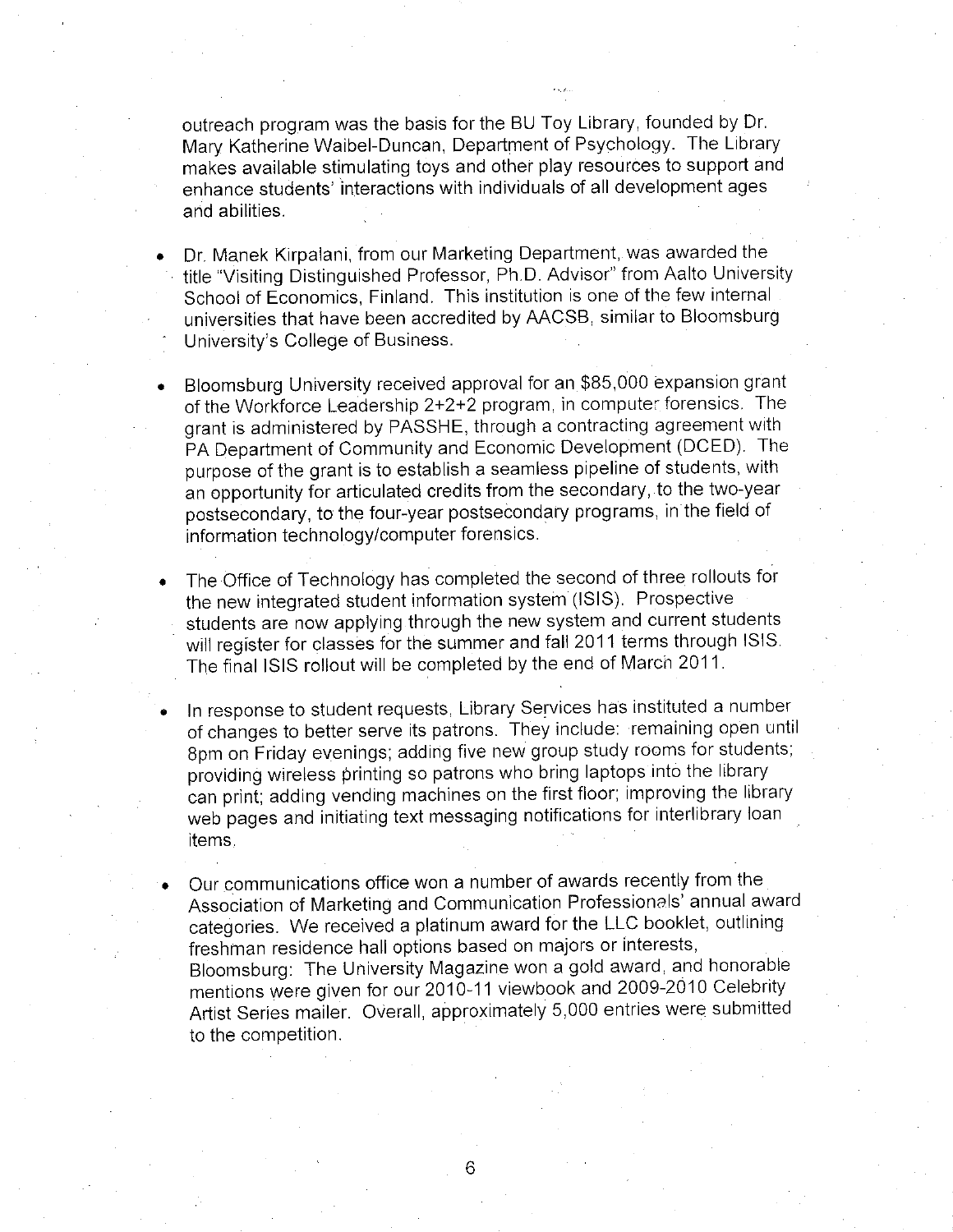outreach program was the basis for the BU Toy Library, founded by Dr. Mary Katherine Waibel-Duncan, Department of Psychology. The Library makes available stimulating toys and other play resources to support and enhance students' interactions with individuals of all development ages and abilities.

- Dr. Manek Kirpalani, from our Marketing Department, was awarded the title "Visiting Distinguished Professor, Ph.D. Advisor" from Aalto University School of Economics, Finland. This institution is one of the few internal universities that have been accredited by AACSB, similar to Bloomsburg University's College of Business.

- Bloomsburg University received approval for an $85,000 expansion grant of the Workforce Leadership 2+2+2 program, in computer forensics. The grant is administered by PASSHE, through a contracting agreement with PA Department of Community and Economic Development (DCED). The purpose of the grant is to establish a seamless pipeline of students, with an opportunity for articulated credits from the secondary, to the two-year postsecondary, to the four-year postsecondary programs, in the field of information technology/computer forensics.

- The Office of Technology has completed the second of three rollouts for the new integrated student information system (ISIS). Prospective students are now applying through the new system and current students will register for classes for the summer and fall 2011 terms through ISIS. The final ISIS rollout will be completed by the end of March 2011.

- In response to student requests, Library Services has instituted a number of changes to better serve its patrons. They include: remaining open until 8pm on Friday evenings; adding five new group study rooms for students; providing wireless printing so patrons who bring laptops into the library can print; adding vending machines on the first floor; improving the library web pages and initiating text messaging notifications for interlibrary loan items.

- Our communications office won a number of awards recently from the Association of Marketing and Communication Professionals' annual award categories. We received a platinum award for the LLC booklet, outlining freshman residence hall options based on majors or interests, Bloomsburg: The University Magazine won a gold award, and honorable mentions were given for our 2010-11 viewbook and 2009-2010 Celebrity Artist Series mailer. Overall, approximately 5,000 entries were submitted to the competition.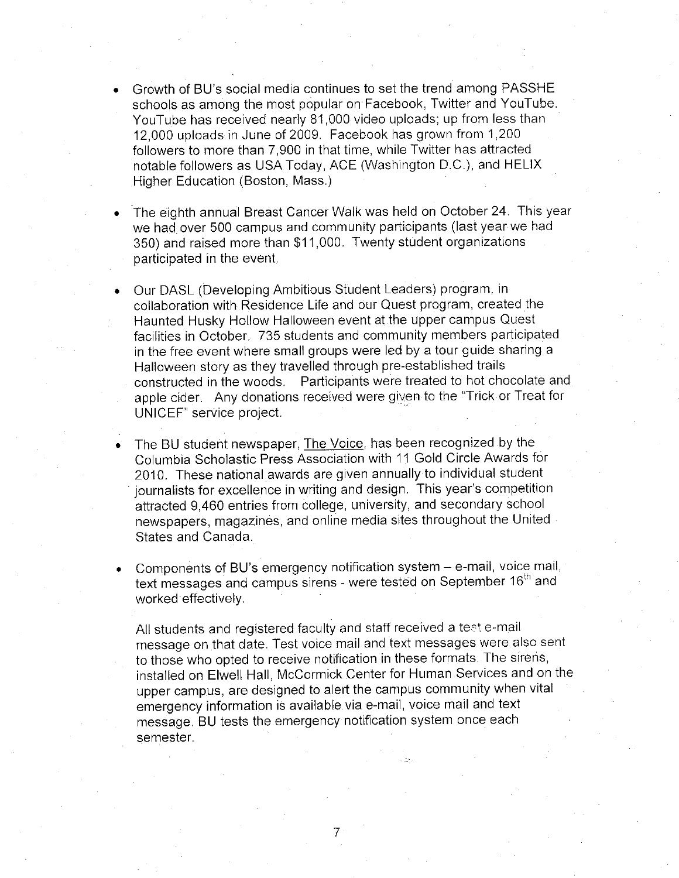- Growth of BU's social media continues to set the trend among PASSHE schools as among the most popular on Facebook, Twitter and YouTube. YouTube has received nearly 81,000 video uploads; up from less than 12,000 uploads in June of 2009. Facebook has grown from 1,200 followers to more than 7,900 in that time, while Twitter has attracted notable followers as USA Today, ACE (Washington D.C.), and HELIX Higher Education (Boston, Mass.)

- The eighth annual Breast Cancer Walk was held on October 24. This year we had over 500 campus and community participants (last year we had 350) and raised more than $11,000. Twenty student organizations participated in the event.

- Our DASL (Developing Ambitious Student Leaders) program, in collaboration with Residence Life and our Quest program, created the Haunted Husky Hollow Halloween event at the upper campus Quest facilities in October. 735 students and community members participated in the free event where small groups were led by a tour guide sharing a Halloween story as they travelled through pre-established trails constructed in the woods. Participants were treated to hot chocolate and apple cider. Any donations received were given to the "Trick or Treat for UNICEF" service project.

- The BU student newspaper, The Voice, has been recognized by the Columbia Scholastic Press Association with 11 Gold Circle Awards for 2010. These national awards are given annually to individual student journalists for excellence in writing and design. This year's competition attracted 9,460 entries from college, university, and secondary school newspapers, magazines, and online media sites throughout the United States and Canada.

- Components of BU's emergency notification system – e-mail, voice mail, text messages and campus sirens - were tested on September 16th and worked effectively.

  All students and registered faculty and staff received a test e-mail message on that date. Test voice mail and text messages were also sent to those who opted to receive notification in these formats. The sirens, installed on Elwell Hall, McCormick Center for Human Services and on the upper campus, are designed to alert the campus community when vital emergency information is available via e-mail, voice mail and text message. BU tests the emergency notification system once each semester.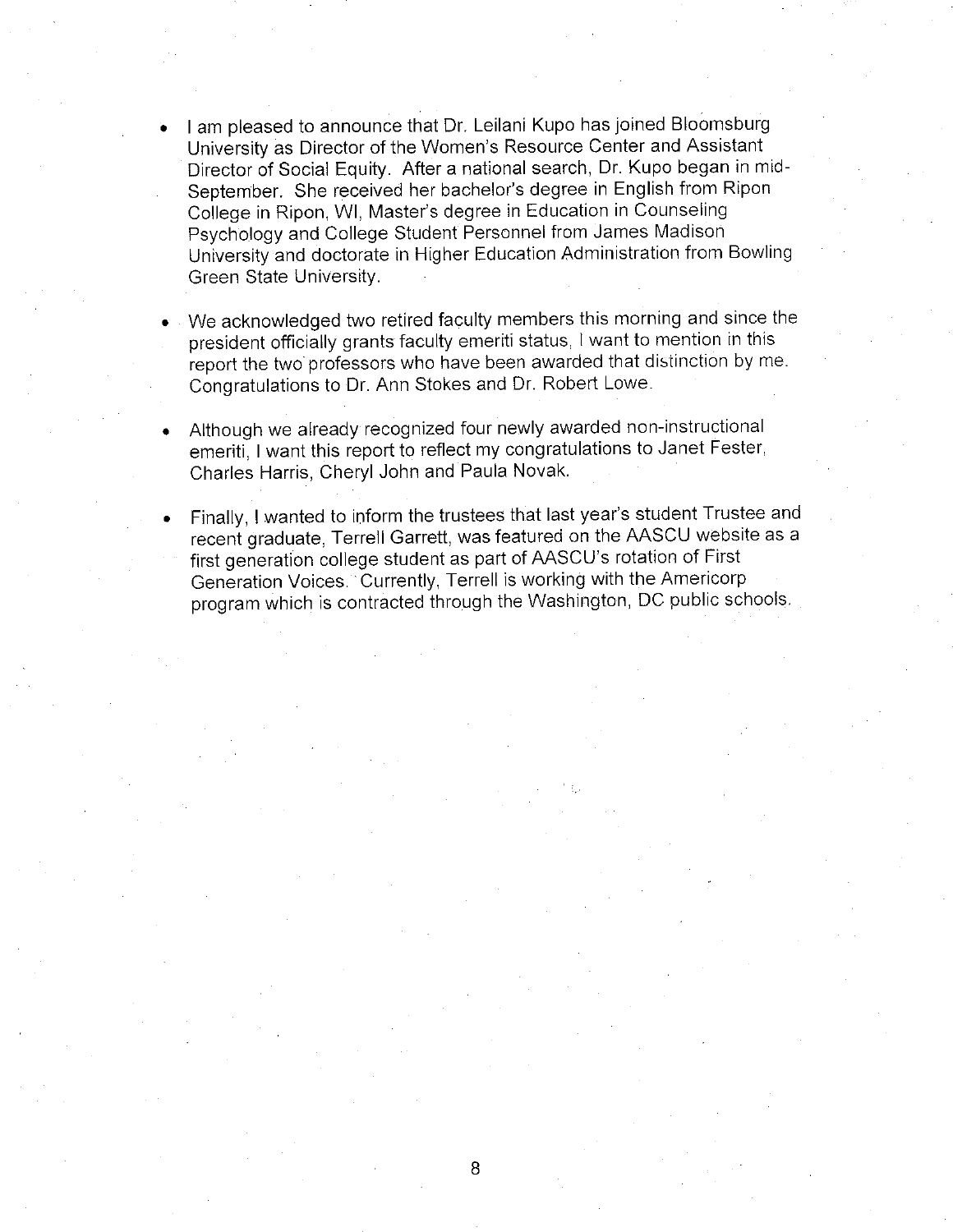- I am pleased to announce that Dr. Leilani Kupo has joined Bloomsburg University as Director of the Women's Resource Center and Assistant Director of Social Equity. After a national search, Dr. Kupo began in mid-September. She received her bachelor's degree in English from Ripon College in Ripon, WI, Master's degree in Education in Counseling Psychology and College Student Personnel from James Madison University and doctorate in Higher Education Administration from Bowling Green State University.

- We acknowledged two retired faculty members this morning and since the president officially grants faculty emeriti status, I want to mention in this report the two professors who have been awarded that distinction by me. Congratulations to Dr. Ann Stokes and Dr. Robert Lowe.

- Although we already recognized four newly awarded non-instructional emeriti, I want this report to reflect my congratulations to Janet Fester, Charles Harris, Cheryl John and Paula Novak.

- Finally, I wanted to inform the trustees that last year's student Trustee and recent graduate, Terrell Garrett, was featured on the AASCU website as a first generation college student as part of AASCU's rotation of First Generation Voices. Currently, Terrell is working with the Americorp program which is contracted through the Washington, DC public schools.